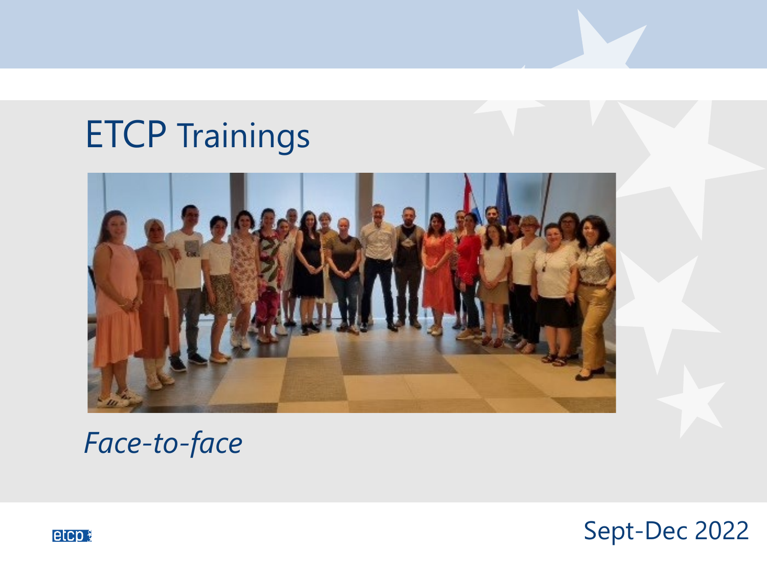# ETCP Trainings

*Face-to-face*

Sept-Dec 2022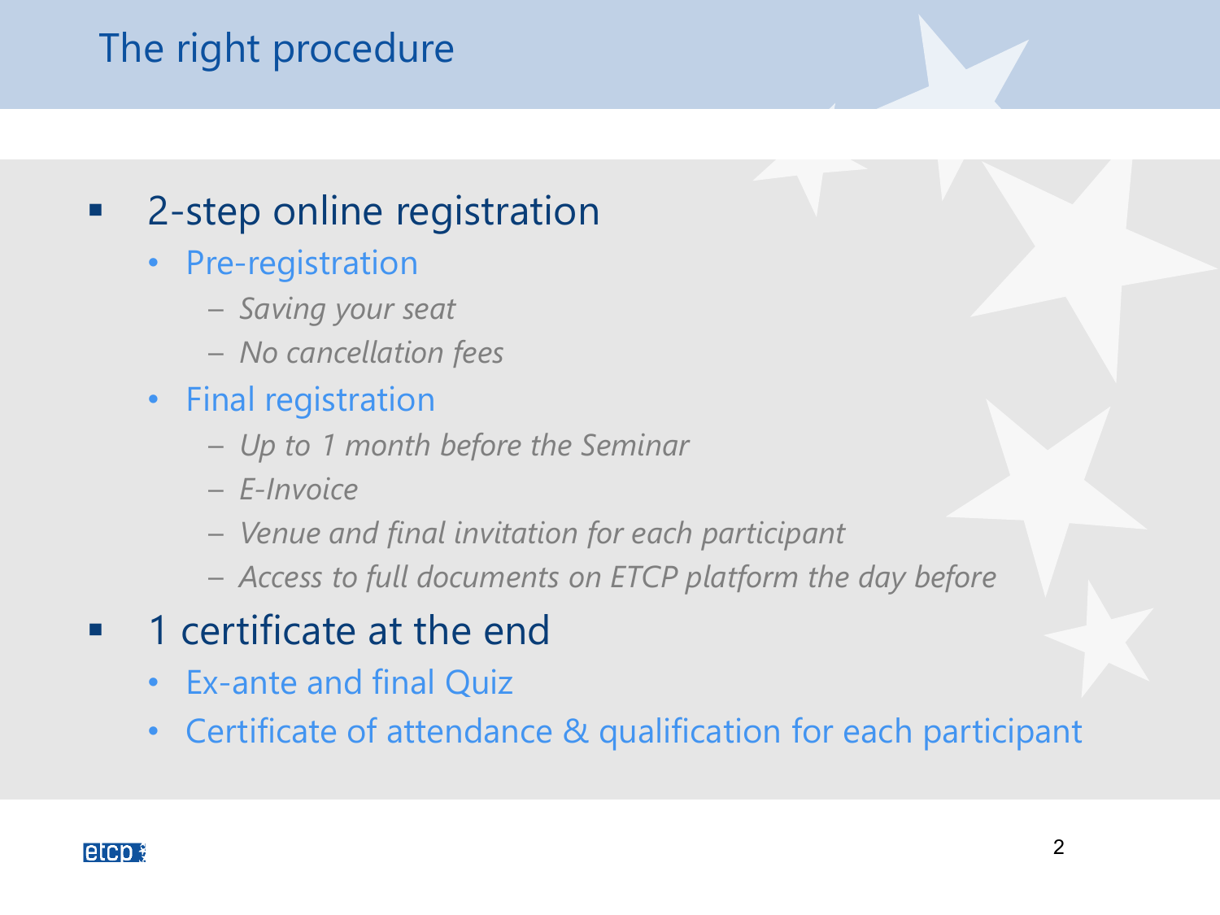# The right procedure

- 2-step online registration
  - Pre-registration
    - *Saving your seat*
    - *No cancellation fees*
  - Final registration
    - *Up to 1 month before the Seminar*
    - *E-Invoice*
    - *Venue and final invitation for each participant*
    - *Access to full documents on ETCP platform the day before*
- 1 certificate at the end
  - Ex-ante and final Quiz
  - Certificate of attendance & qualification for each participant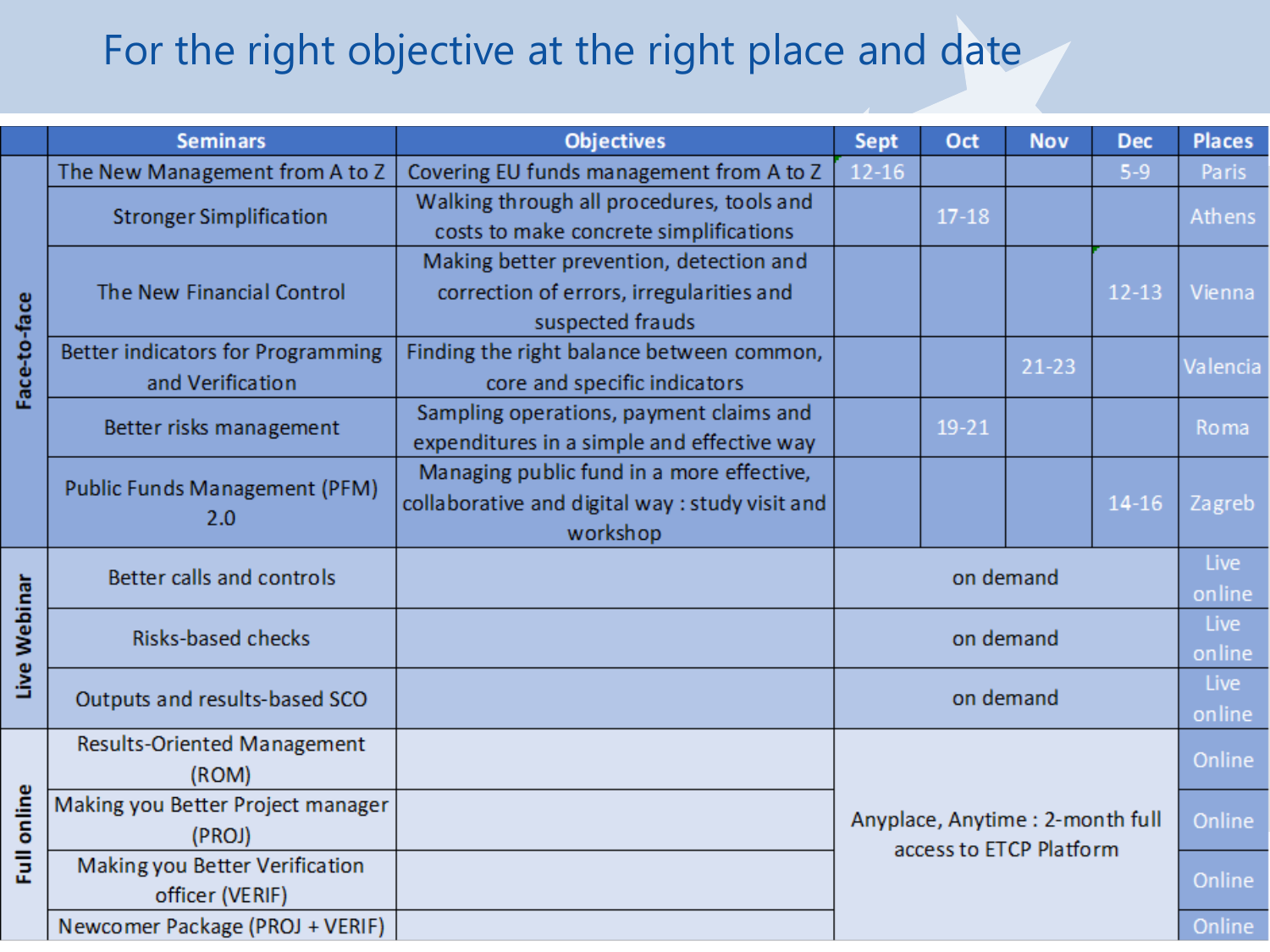# For the right objective at the right place and date

| | Seminars | Objectives | Sept | Oct | Nov | Dec | Places |
|---|---|---|---|---|---|---|---|
| Face-to-face | The New Management from A to Z | Covering EU funds management from A to Z | 12-16 | | | 5-9 | Paris |
| | Stronger Simplification | Walking through all procedures, tools and costs to make concrete simplifications | | 17-18 | | | Athens |
| | The New Financial Control | Making better prevention, detection and correction of errors, irregularities and suspected frauds | | | | 12-13 | Vienna |
| | Better indicators for Programming and Verification | Finding the right balance between common, core and specific indicators | | | 21-23 | | Valencia |
| | Better risks management | Sampling operations, payment claims and expenditures in a simple and effective way | | 19-21 | | | Roma |
| | Public Funds Management (PFM) 2.0 | Managing public fund in a more effective, collaborative and digital way : study visit and workshop | | | | 14-16 | Zagreb |
| Live Webinar | Better calls and controls | | on demand | | | | Live online |
| | Risks-based checks | | on demand | | | | Live online |
| | Outputs and results-based SCO | | on demand | | | | Live online |
| Full online | Results-Oriented Management (ROM) | | Anyplace, Anytime : 2-month full access to ETCP Platform | | | | Online |
| | Making you Better Project manager (PROJ) | | | | | | Online |
| | Making you Better Verification officer (VERIF) | | | | | | Online |
| | Newcomer Package (PROJ + VERIF) | | | | | | Online |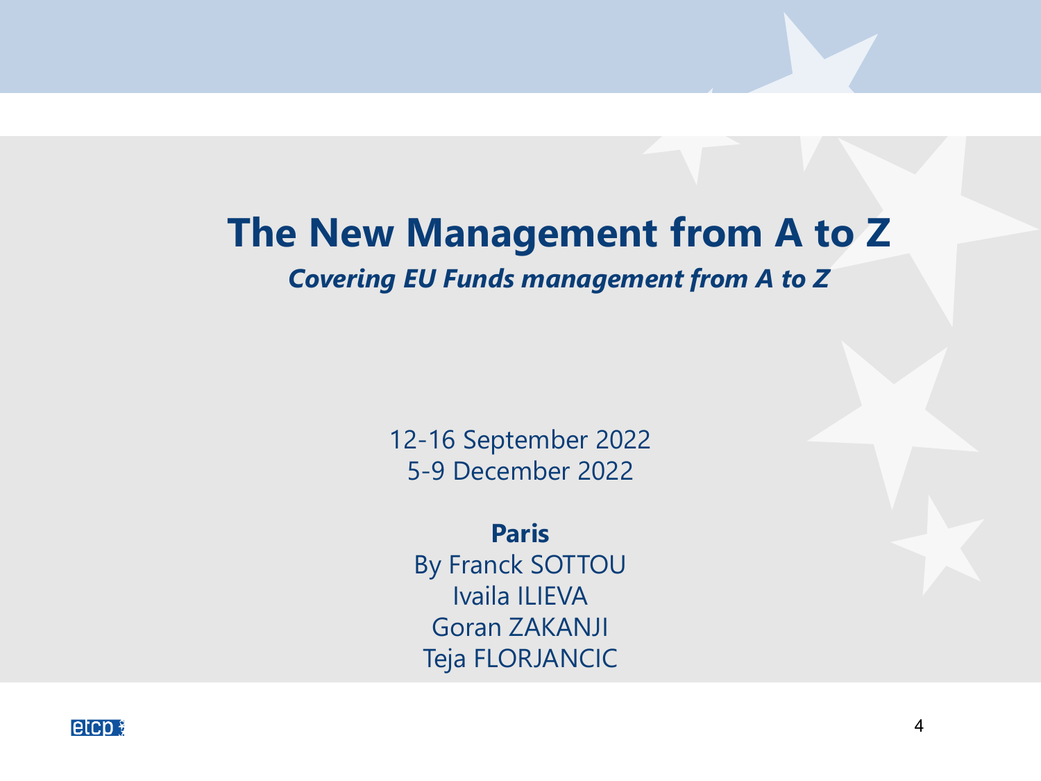# The New Management from A to Z

***Covering EU Funds management from A to Z***

12-16 September 2022
5-9 December 2022

**Paris**

By Franck SOTTOU
Ivaila ILIEVA
Goran ZAKANJI
Teja FLORJANCIC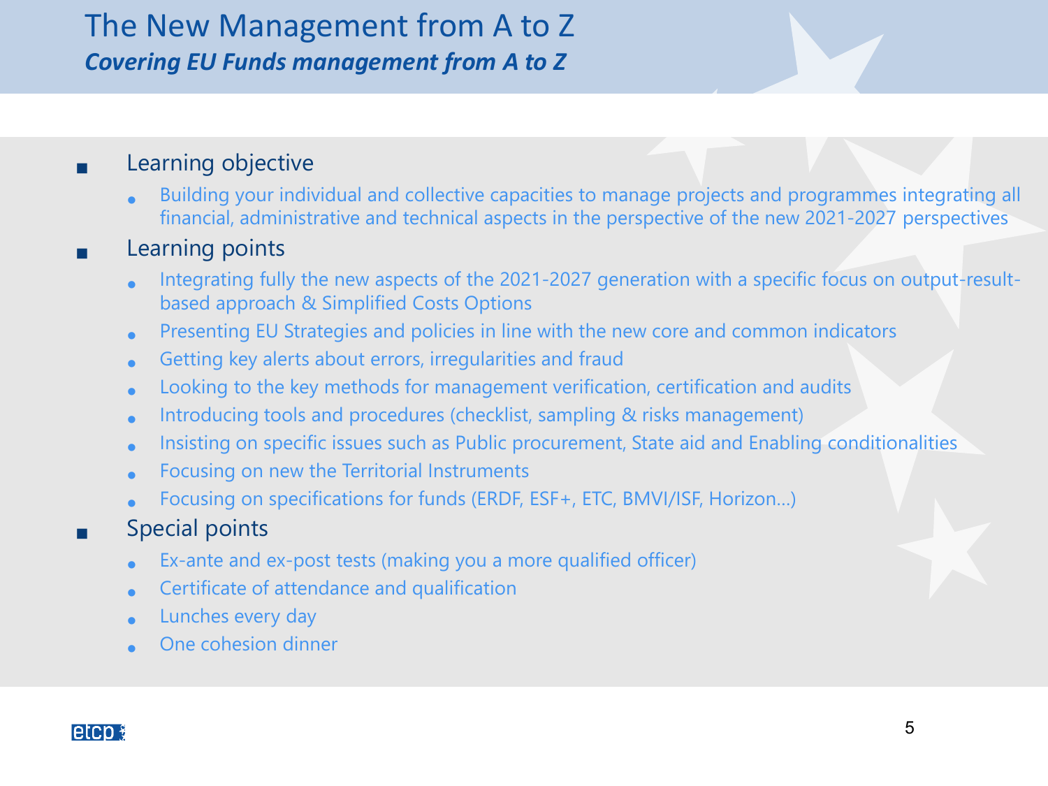# The New Management from A to Z

***Covering EU Funds management from A to Z***

- Learning objective
  - Building your individual and collective capacities to manage projects and programmes integrating all financial, administrative and technical aspects in the perspective of the new 2021-2027 perspectives
- Learning points
  - Integrating fully the new aspects of the 2021-2027 generation with a specific focus on output-result-based approach & Simplified Costs Options
  - Presenting EU Strategies and policies in line with the new core and common indicators
  - Getting key alerts about errors, irregularities and fraud
  - Looking to the key methods for management verification, certification and audits
  - Introducing tools and procedures (checklist, sampling & risks management)
  - Insisting on specific issues such as Public procurement, State aid and Enabling conditionalities
  - Focusing on new the Territorial Instruments
  - Focusing on specifications for funds (ERDF, ESF+, ETC, BMVI/ISF, Horizon…)
- Special points
  - Ex-ante and ex-post tests (making you a more qualified officer)
  - Certificate of attendance and qualification
  - Lunches every day
  - One cohesion dinner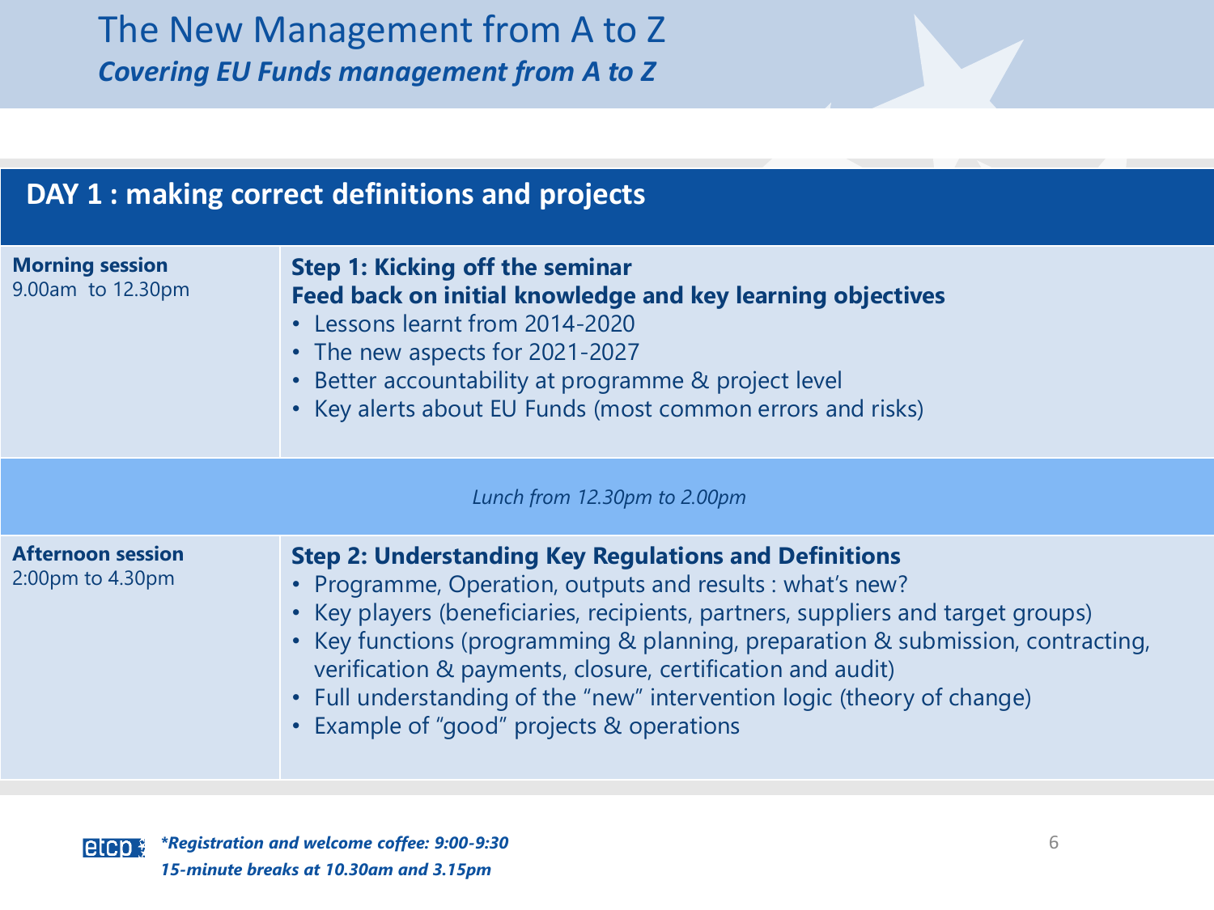# The New Management from A to Z

***Covering EU Funds management from A to Z***

## DAY 1 : making correct definitions and projects

| | |
|---|---|
| **Morning session**<br>9.00am to 12.30pm | **Step 1: Kicking off the seminar**<br>**Feed back on initial knowledge and key learning objectives**<br>• Lessons learnt from 2014-2020<br>• The new aspects for 2021-2027<br>• Better accountability at programme & project level<br>• Key alerts about EU Funds (most common errors and risks) |
| *Lunch from 12.30pm to 2.00pm* | |
| **Afternoon session**<br>2:00pm to 4.30pm | **Step 2: Understanding Key Regulations and Definitions**<br>• Programme, Operation, outputs and results : what's new?<br>• Key players (beneficiaries, recipients, partners, suppliers and target groups)<br>• Key functions (programming & planning, preparation & submission, contracting, verification & payments, closure, certification and audit)<br>• Full understanding of the "new" intervention logic (theory of change)<br>• Example of "good" projects & operations |

***Registration and welcome coffee: 9:00-9:30***

***15-minute breaks at 10.30am and 3.15pm***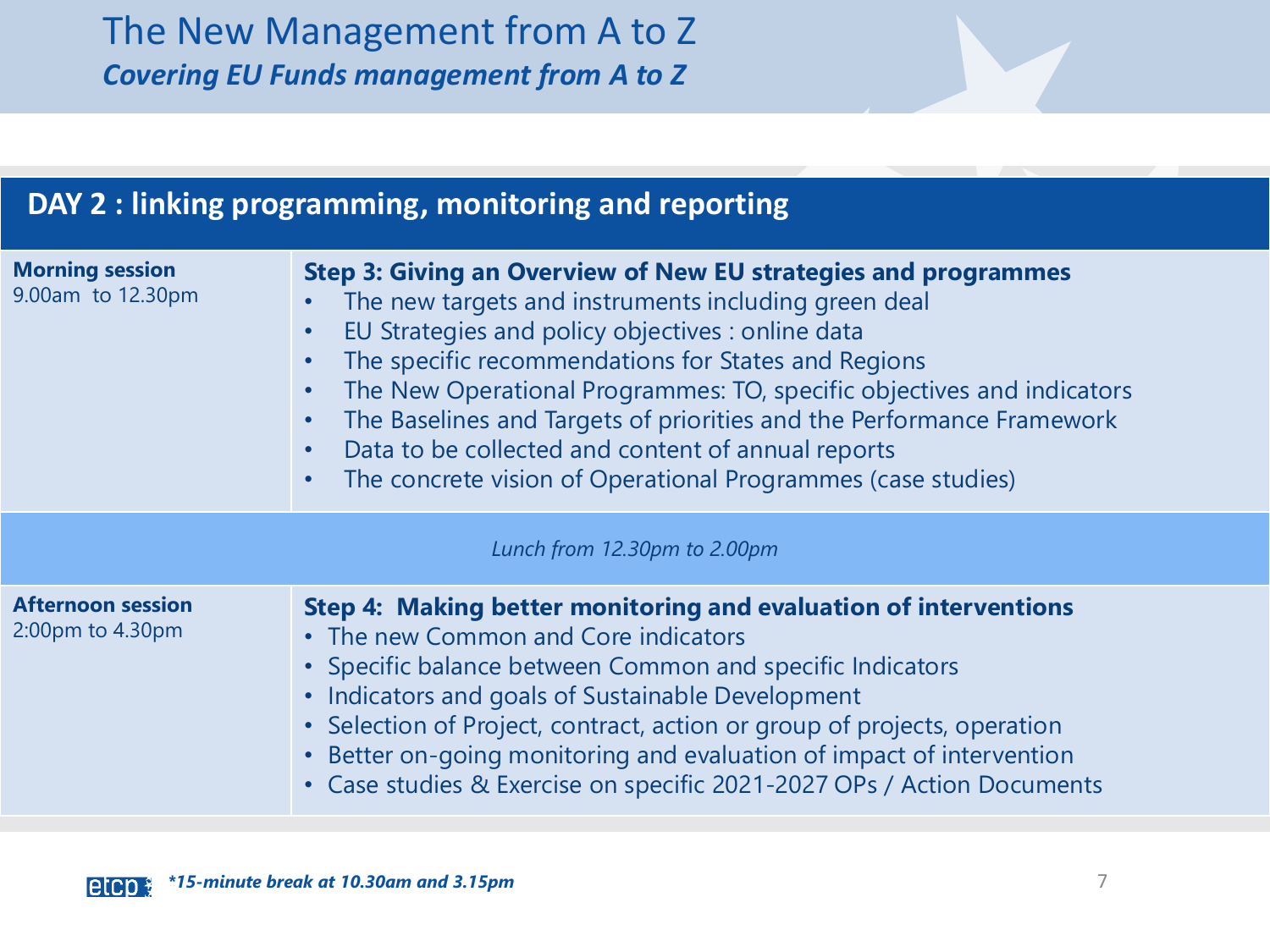# The New Management from A to Z

***Covering EU Funds management from A to Z***

| DAY 2 : linking programming, monitoring and reporting | |
|---|---|
| **Morning session**<br>9.00am to 12.30pm | **Step 3: Giving an Overview of New EU strategies and programmes**<br>• The new targets and instruments including green deal<br>• EU Strategies and policy objectives : online data<br>• The specific recommendations for States and Regions<br>• The New Operational Programmes: TO, specific objectives and indicators<br>• The Baselines and Targets of priorities and the Performance Framework<br>• Data to be collected and content of annual reports<br>• The concrete vision of Operational Programmes (case studies) |
| *Lunch from 12.30pm to 2.00pm* | |
| **Afternoon session**<br>2:00pm to 4.30pm | **Step 4: Making better monitoring and evaluation of interventions**<br>• The new Common and Core indicators<br>• Specific balance between Common and specific Indicators<br>• Indicators and goals of Sustainable Development<br>• Selection of Project, contract, action or group of projects, operation<br>• Better on-going monitoring and evaluation of impact of intervention<br>• Case studies & Exercise on specific 2021-2027 OPs / Action Documents |

***15-minute break at 10.30am and 3.15pm**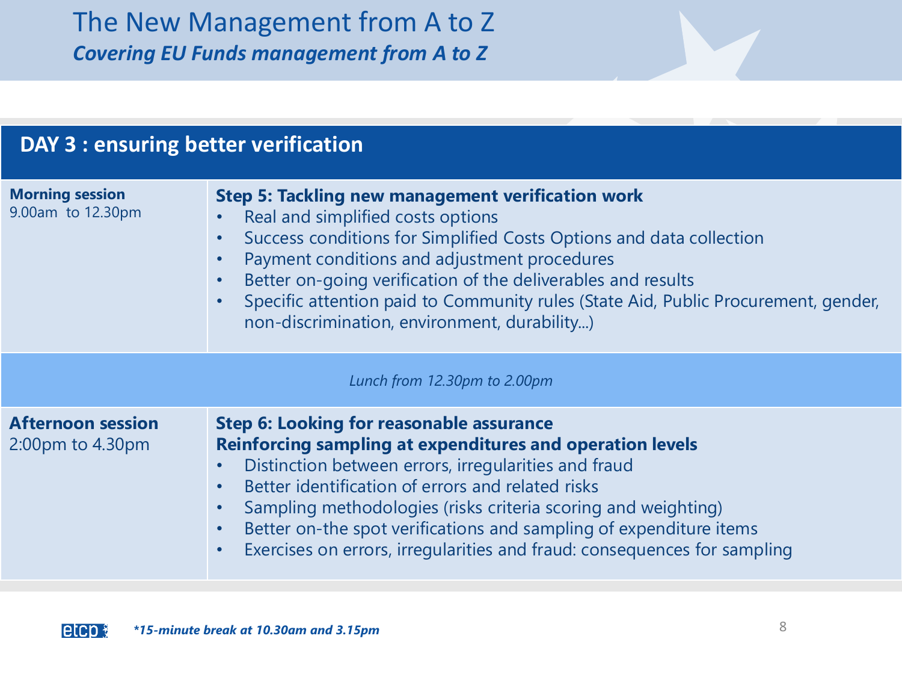# The New Management from A to Z

***Covering EU Funds management from A to Z***

| **DAY 3 : ensuring better verification** | |
|---|---|
| **Morning session**<br>9.00am to 12.30pm | **Step 5: Tackling new management verification work**<br>• Real and simplified costs options<br>• Success conditions for Simplified Costs Options and data collection<br>• Payment conditions and adjustment procedures<br>• Better on-going verification of the deliverables and results<br>• Specific attention paid to Community rules (State Aid, Public Procurement, gender, non-discrimination, environment, durability...) |
| *Lunch from 12.30pm to 2.00pm* | |
| **Afternoon session**<br>2:00pm to 4.30pm | **Step 6: Looking for reasonable assurance**<br>**Reinforcing sampling at expenditures and operation levels**<br>• Distinction between errors, irregularities and fraud<br>• Better identification of errors and related risks<br>• Sampling methodologies (risks criteria scoring and weighting)<br>• Better on-the spot verifications and sampling of expenditure items<br>• Exercises on errors, irregularities and fraud: consequences for sampling |

***15-minute break at 10.30am and 3.15pm**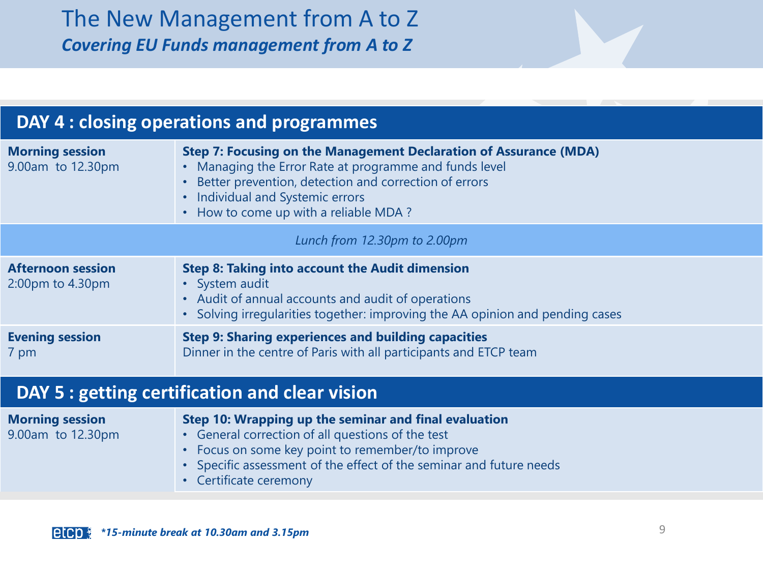# The New Management from A to Z

***Covering EU Funds management from A to Z***

## DAY 4 : closing operations and programmes

| | |
|---|---|
| **Morning session**<br>9.00am to 12.30pm | **Step 7: Focusing on the Management Declaration of Assurance (MDA)**<br>• Managing the Error Rate at programme and funds level<br>• Better prevention, detection and correction of errors<br>• Individual and Systemic errors<br>• How to come up with a reliable MDA ? |
| *Lunch from 12.30pm to 2.00pm* | |
| **Afternoon session**<br>2:00pm to 4.30pm | **Step 8: Taking into account the Audit dimension**<br>• System audit<br>• Audit of annual accounts and audit of operations<br>• Solving irregularities together: improving the AA opinion and pending cases |
| **Evening session**<br>7 pm | **Step 9: Sharing experiences and building capacities**<br>Dinner in the centre of Paris with all participants and ETCP team |

## DAY 5 : getting certification and clear vision

| | |
|---|---|
| **Morning session**<br>9.00am to 12.30pm | **Step 10: Wrapping up the seminar and final evaluation**<br>• General correction of all questions of the test<br>• Focus on some key point to remember/to improve<br>• Specific assessment of the effect of the seminar and future needs<br>• Certificate ceremony |

***15-minute break at 10.30am and 3.15pm**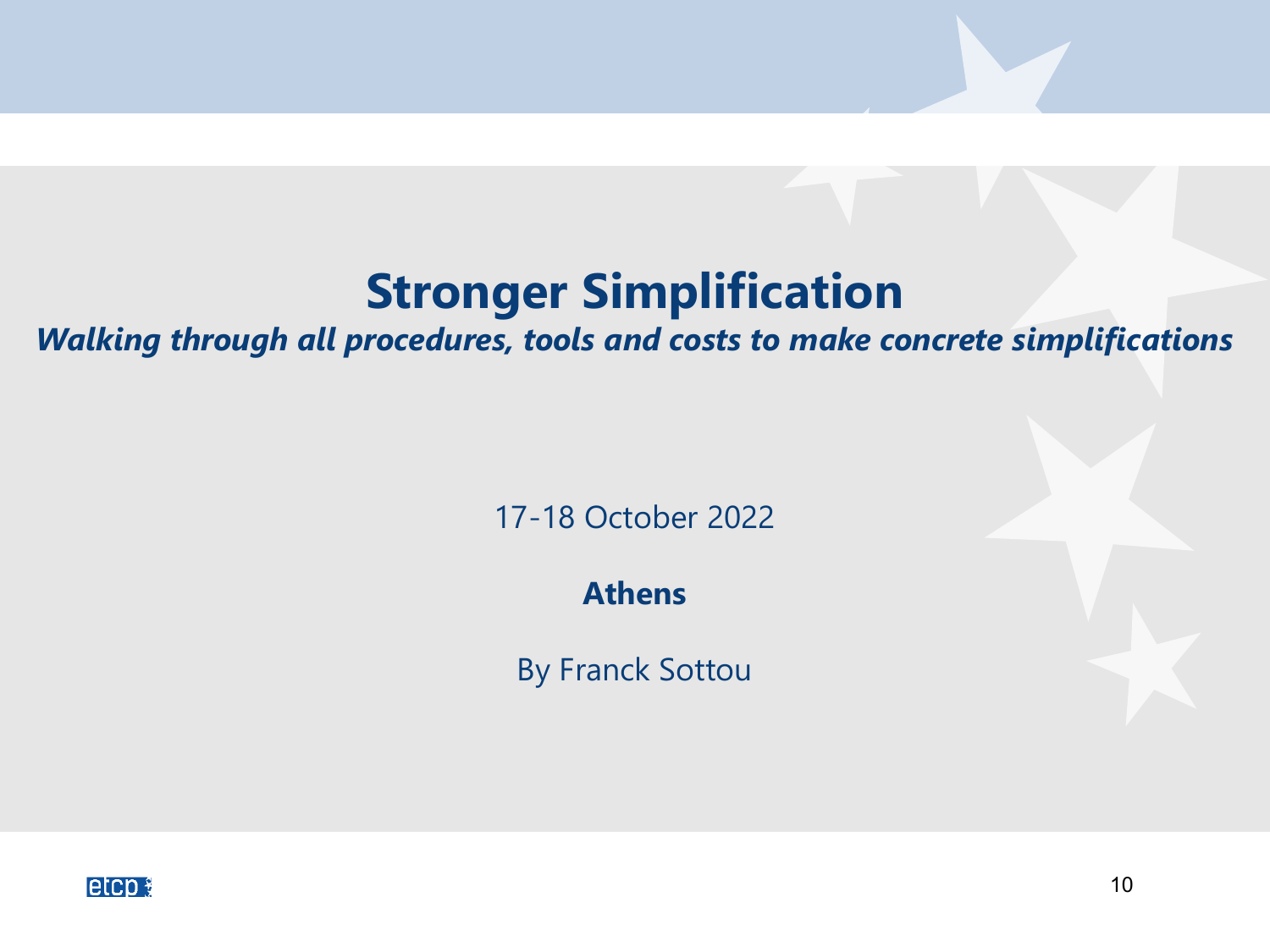# Stronger Simplification

***Walking through all procedures, tools and costs to make concrete simplifications***

17-18 October 2022

**Athens**

By Franck Sottou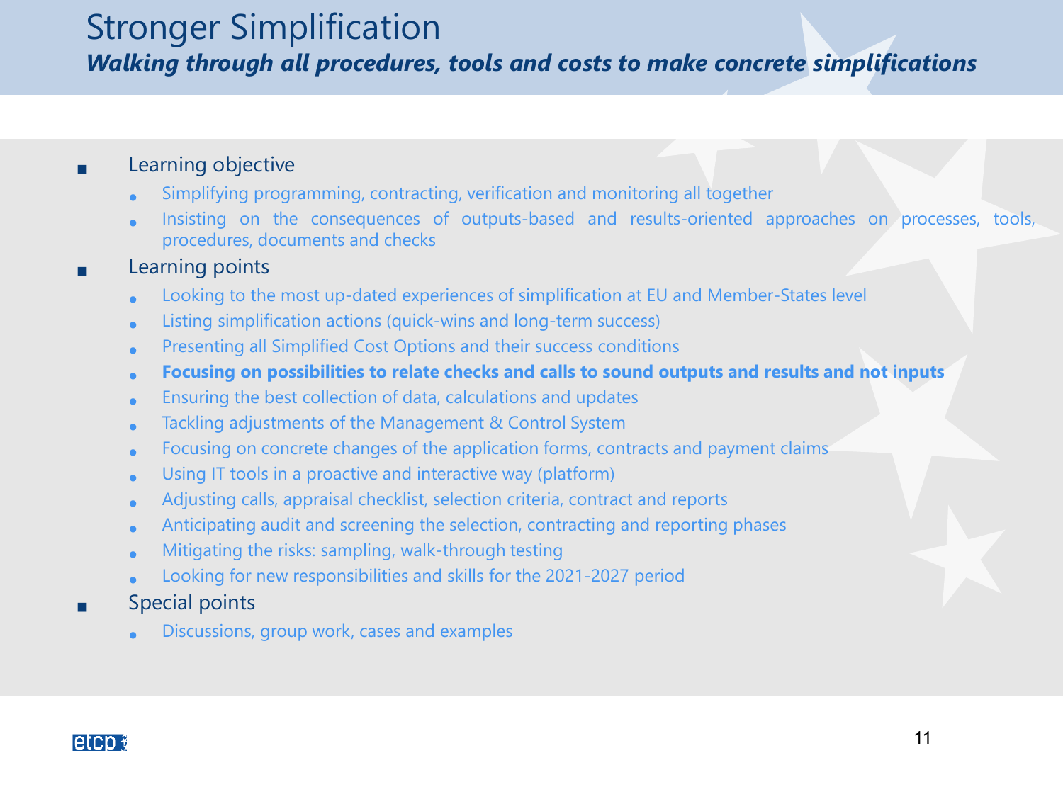# Stronger Simplification

***Walking through all procedures, tools and costs to make concrete simplifications***

- Learning objective
  - Simplifying programming, contracting, verification and monitoring all together
  - Insisting on the consequences of outputs-based and results-oriented approaches on processes, tools, procedures, documents and checks
- Learning points
  - Looking to the most up-dated experiences of simplification at EU and Member-States level
  - Listing simplification actions (quick-wins and long-term success)
  - Presenting all Simplified Cost Options and their success conditions
  - **Focusing on possibilities to relate checks and calls to sound outputs and results and not inputs**
  - Ensuring the best collection of data, calculations and updates
  - Tackling adjustments of the Management & Control System
  - Focusing on concrete changes of the application forms, contracts and payment claims
  - Using IT tools in a proactive and interactive way (platform)
  - Adjusting calls, appraisal checklist, selection criteria, contract and reports
  - Anticipating audit and screening the selection, contracting and reporting phases
  - Mitigating the risks: sampling, walk-through testing
  - Looking for new responsibilities and skills for the 2021-2027 period
- Special points
  - Discussions, group work, cases and examples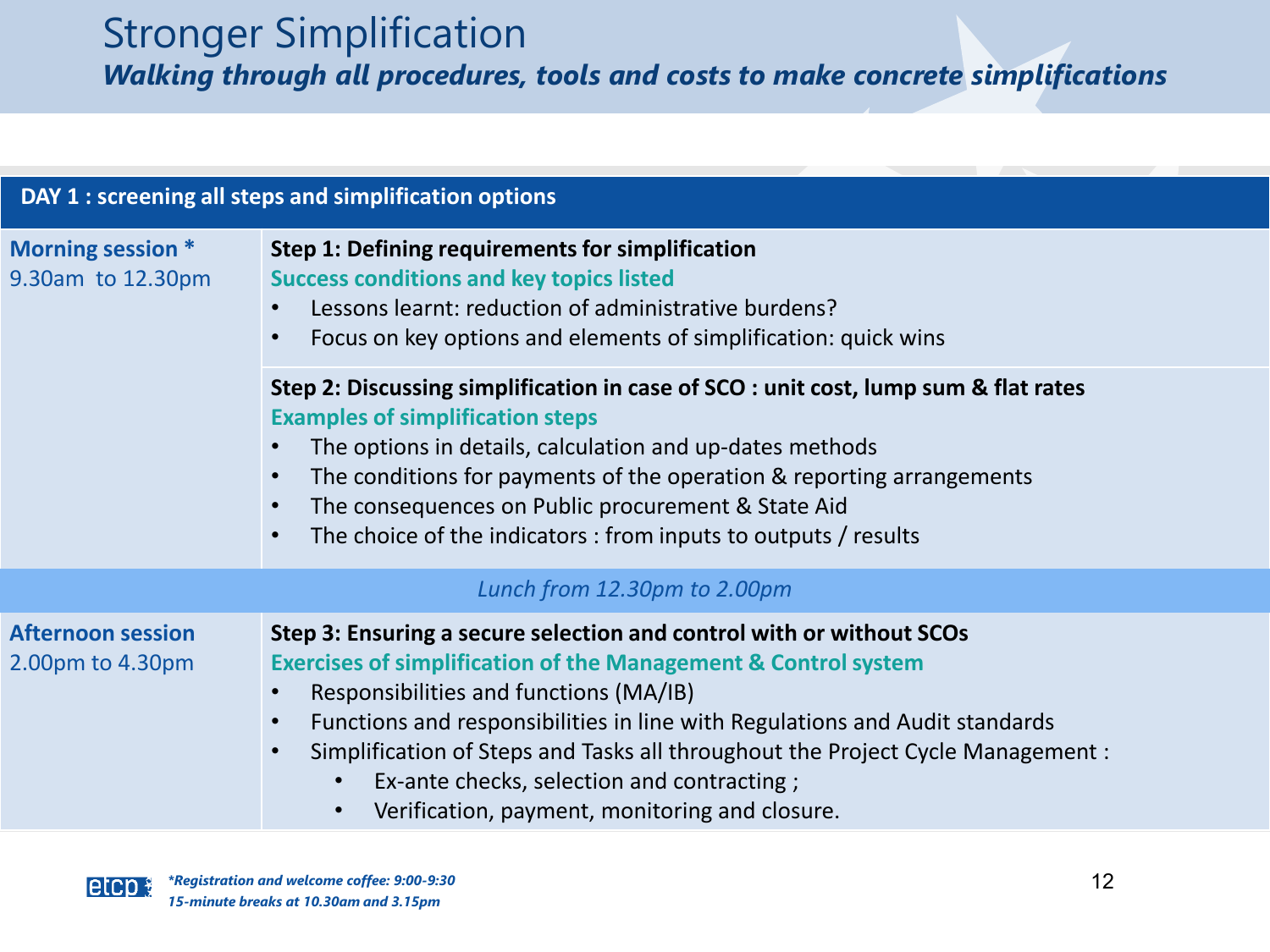# Stronger Simplification

***Walking through all procedures, tools and costs to make concrete simplifications***

| DAY 1 : screening all steps and simplification options | |
|---|---|
| **Morning session \*** 9.30am to 12.30pm | **Step 1: Defining requirements for simplification** **Success conditions and key topics listed** • Lessons learnt: reduction of administrative burdens? • Focus on key options and elements of simplification: quick wins |
| | **Step 2: Discussing simplification in case of SCO : unit cost, lump sum & flat rates** **Examples of simplification steps** • The options in details, calculation and up-dates methods • The conditions for payments of the operation & reporting arrangements • The consequences on Public procurement & State Aid • The choice of the indicators : from inputs to outputs / results |
| *Lunch from 12.30pm to 2.00pm* | |
| **Afternoon session** 2.00pm to 4.30pm | **Step 3: Ensuring a secure selection and control with or without SCOs** **Exercises of simplification of the Management & Control system** • Responsibilities and functions (MA/IB) • Functions and responsibilities in line with Regulations and Audit standards • Simplification of Steps and Tasks all throughout the Project Cycle Management : ◦ Ex-ante checks, selection and contracting ; ◦ Verification, payment, monitoring and closure. |

***Registration and welcome coffee: 9:00-9:30***
***15-minute breaks at 10.30am and 3.15pm***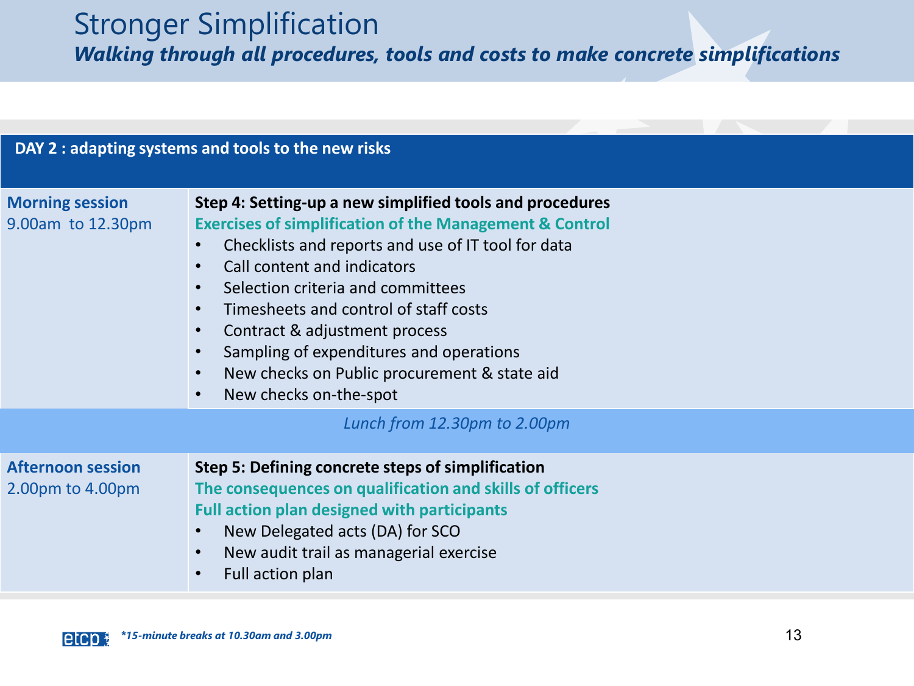# Stronger Simplification

***Walking through all procedures, tools and costs to make concrete simplifications***

| **DAY 2 : adapting systems and tools to the new risks** | |
|---|---|
| **Morning session**<br>9.00am to 12.30pm | **Step 4: Setting-up a new simplified tools and procedures**<br>**Exercises of simplification of the Management & Control**<br>• Checklists and reports and use of IT tool for data<br>• Call content and indicators<br>• Selection criteria and committees<br>• Timesheets and control of staff costs<br>• Contract & adjustment process<br>• Sampling of expenditures and operations<br>• New checks on Public procurement & state aid<br>• New checks on-the-spot |
| *Lunch from 12.30pm to 2.00pm* | |
| **Afternoon session**<br>2.00pm to 4.00pm | **Step 5: Defining concrete steps of simplification**<br>**The consequences on qualification and skills of officers**<br>**Full action plan designed with participants**<br>• New Delegated acts (DA) for SCO<br>• New audit trail as managerial exercise<br>• Full action plan |

***15-minute breaks at 10.30am and 3.00pm**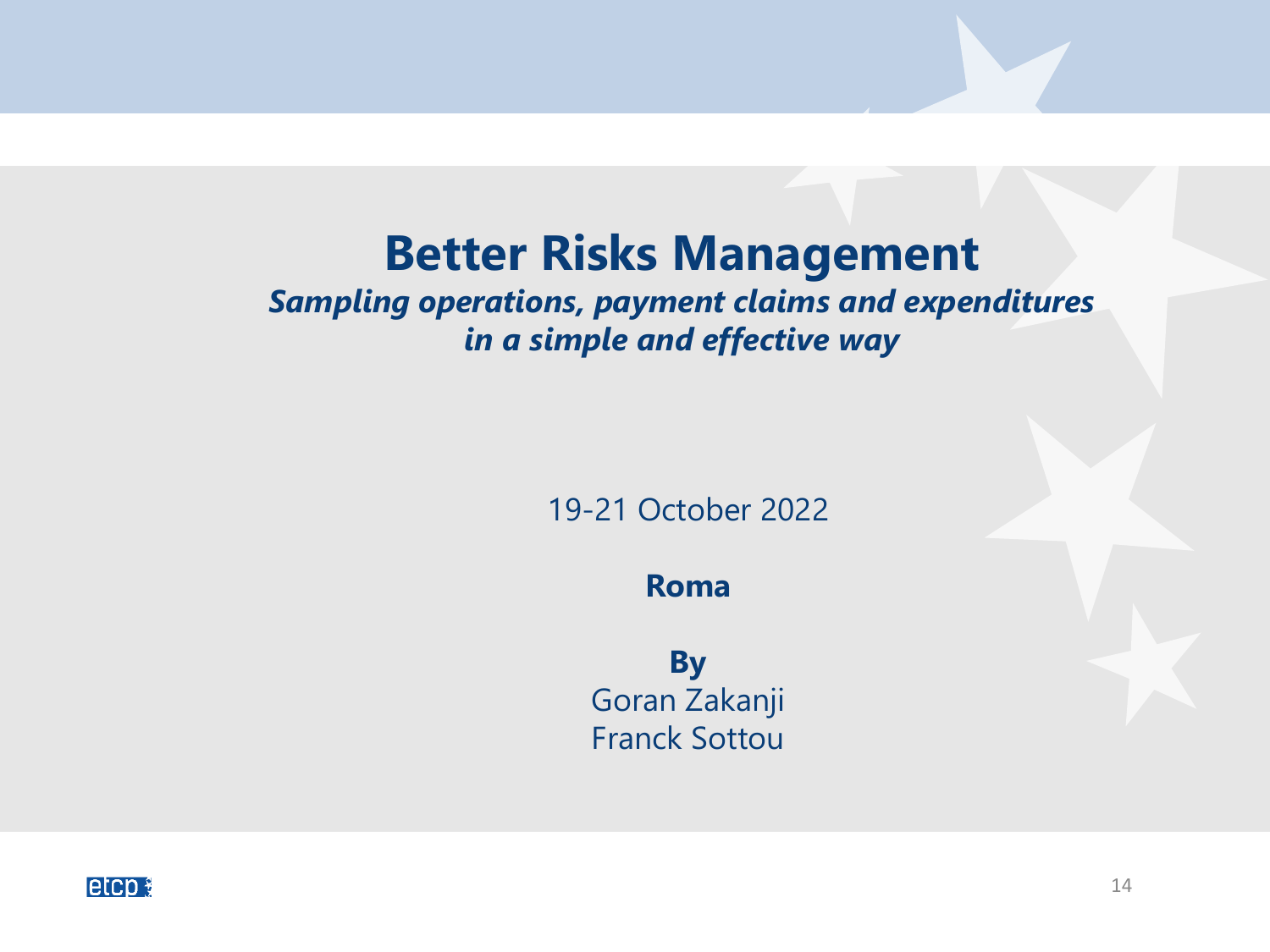# Better Risks Management

***Sampling operations, payment claims and expenditures in a simple and effective way***

19-21 October 2022

**Roma**

**By**
Goran Zakanji
Franck Sottou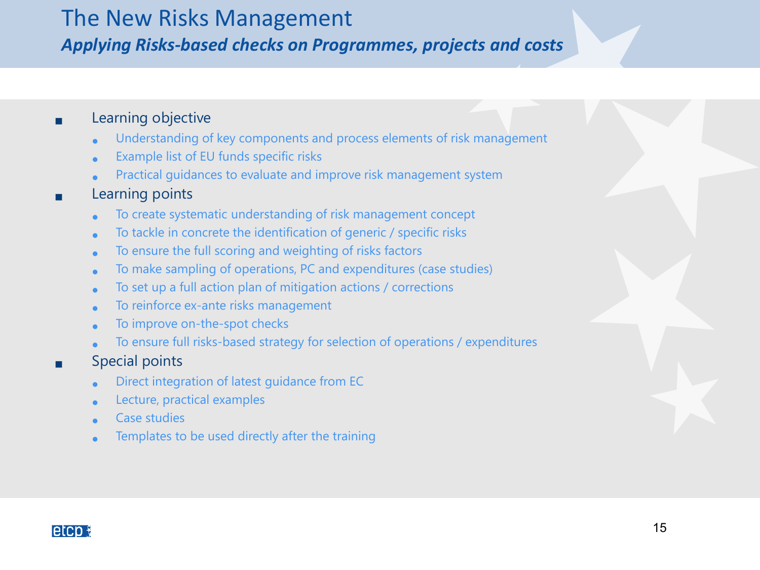# The New Risks Management

## *Applying Risks-based checks on Programmes, projects and costs*

- Learning objective
  - Understanding of key components and process elements of risk management
  - Example list of EU funds specific risks
  - Practical guidances to evaluate and improve risk management system
- Learning points
  - To create systematic understanding of risk management concept
  - To tackle in concrete the identification of generic / specific risks
  - To ensure the full scoring and weighting of risks factors
  - To make sampling of operations, PC and expenditures (case studies)
  - To set up a full action plan of mitigation actions / corrections
  - To reinforce ex-ante risks management
  - To improve on-the-spot checks
  - To ensure full risks-based strategy for selection of operations / expenditures
- Special points
  - Direct integration of latest guidance from EC
  - Lecture, practical examples
  - Case studies
  - Templates to be used directly after the training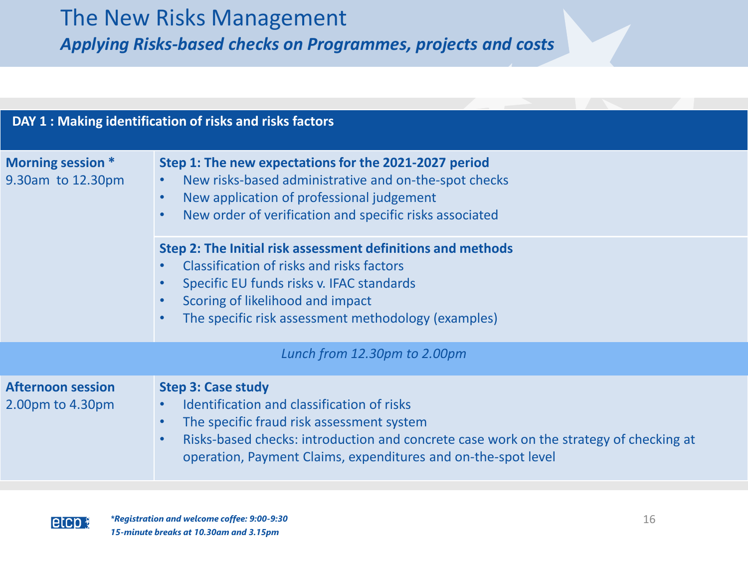# The New Risks Management

## *Applying Risks-based checks on Programmes, projects and costs*

| **DAY 1 : Making identification of risks and risks factors** | |
|---|---|
| **Morning session \*** 9.30am to 12.30pm | **Step 1: The new expectations for the 2021-2027 period**<br>• New risks-based administrative and on-the-spot checks<br>• New application of professional judgement<br>• New order of verification and specific risks associated |
| | **Step 2: The Initial risk assessment definitions and methods**<br>• Classification of risks and risks factors<br>• Specific EU funds risks v. IFAC standards<br>• Scoring of likelihood and impact<br>• The specific risk assessment methodology (examples) |
| *Lunch from 12.30pm to 2.00pm* | |
| **Afternoon session** 2.00pm to 4.30pm | **Step 3: Case study**<br>• Identification and classification of risks<br>• The specific fraud risk assessment system<br>• Risks-based checks: introduction and concrete case work on the strategy of checking at operation, Payment Claims, expenditures and on-the-spot level |

***Registration and welcome coffee: 9:00-9:30***
***15-minute breaks at 10.30am and 3.15pm***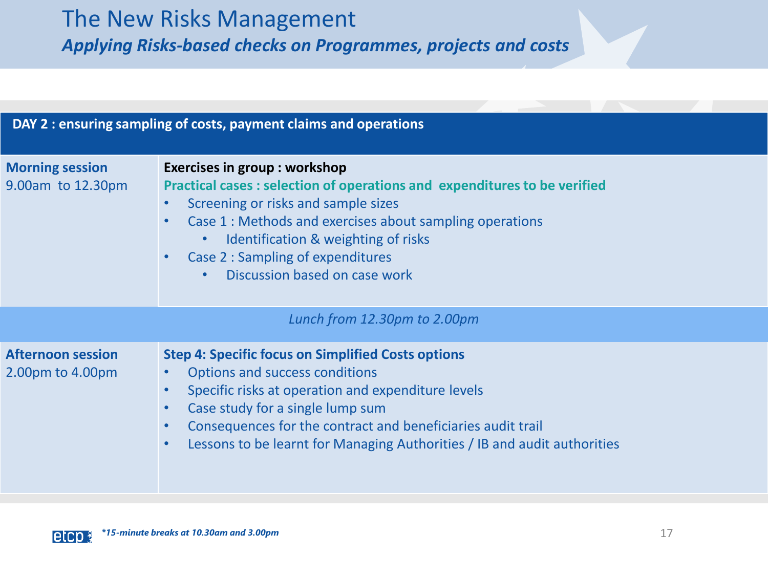# The New Risks Management

## *Applying Risks-based checks on Programmes, projects and costs*

| DAY 2 : ensuring sampling of costs, payment claims and operations | |
|---|---|
| **Morning session**<br>9.00am to 12.30pm | **Exercises in group : workshop**<br>**Practical cases : selection of operations and expenditures to be verified**<br>• Screening or risks and sample sizes<br>• Case 1 : Methods and exercises about sampling operations<br>&nbsp;&nbsp;&nbsp;&nbsp;• Identification & weighting of risks<br>• Case 2 : Sampling of expenditures<br>&nbsp;&nbsp;&nbsp;&nbsp;• Discussion based on case work |
| *Lunch from 12.30pm to 2.00pm* | |
| **Afternoon session**<br>2.00pm to 4.00pm | **Step 4: Specific focus on Simplified Costs options**<br>• Options and success conditions<br>• Specific risks at operation and expenditure levels<br>• Case study for a single lump sum<br>• Consequences for the contract and beneficiaries audit trail<br>• Lessons to be learnt for Managing Authorities / IB and audit authorities |

***15-minute breaks at 10.30am and 3.00pm**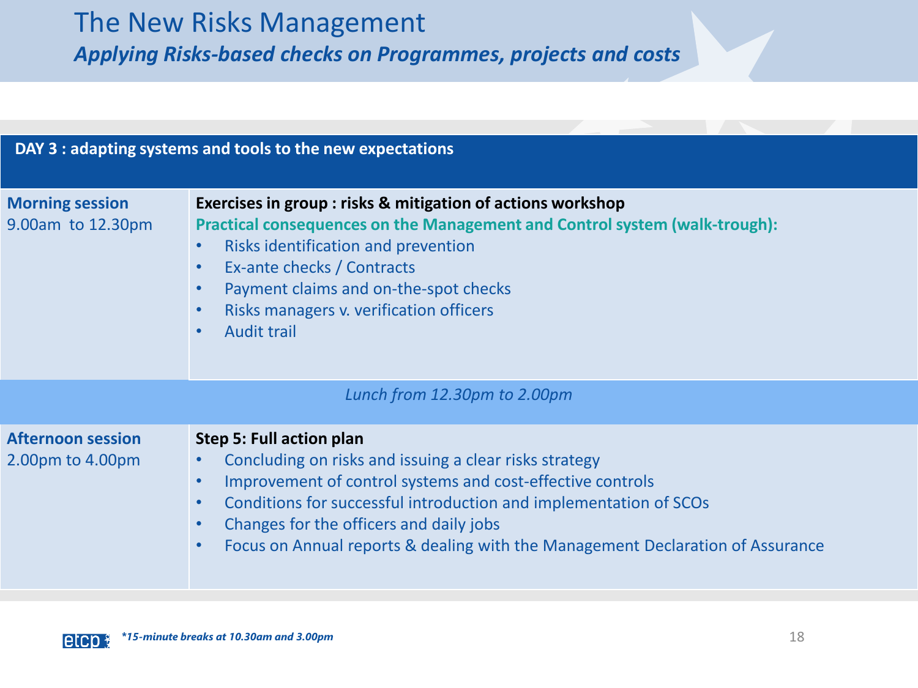# The New Risks Management

## *Applying Risks-based checks on Programmes, projects and costs*

| **DAY 3 : adapting systems and tools to the new expectations** | |
|---|---|
| **Morning session**<br>9.00am to 12.30pm | **Exercises in group : risks & mitigation of actions workshop**<br>**Practical consequences on the Management and Control system (walk-trough):**<br>• Risks identification and prevention<br>• Ex-ante checks / Contracts<br>• Payment claims and on-the-spot checks<br>• Risks managers v. verification officers<br>• Audit trail |
| *Lunch from 12.30pm to 2.00pm* | |
| **Afternoon session**<br>2.00pm to 4.00pm | **Step 5: Full action plan**<br>• Concluding on risks and issuing a clear risks strategy<br>• Improvement of control systems and cost-effective controls<br>• Conditions for successful introduction and implementation of SCOs<br>• Changes for the officers and daily jobs<br>• Focus on Annual reports & dealing with the Management Declaration of Assurance |

***15-minute breaks at 10.30am and 3.00pm***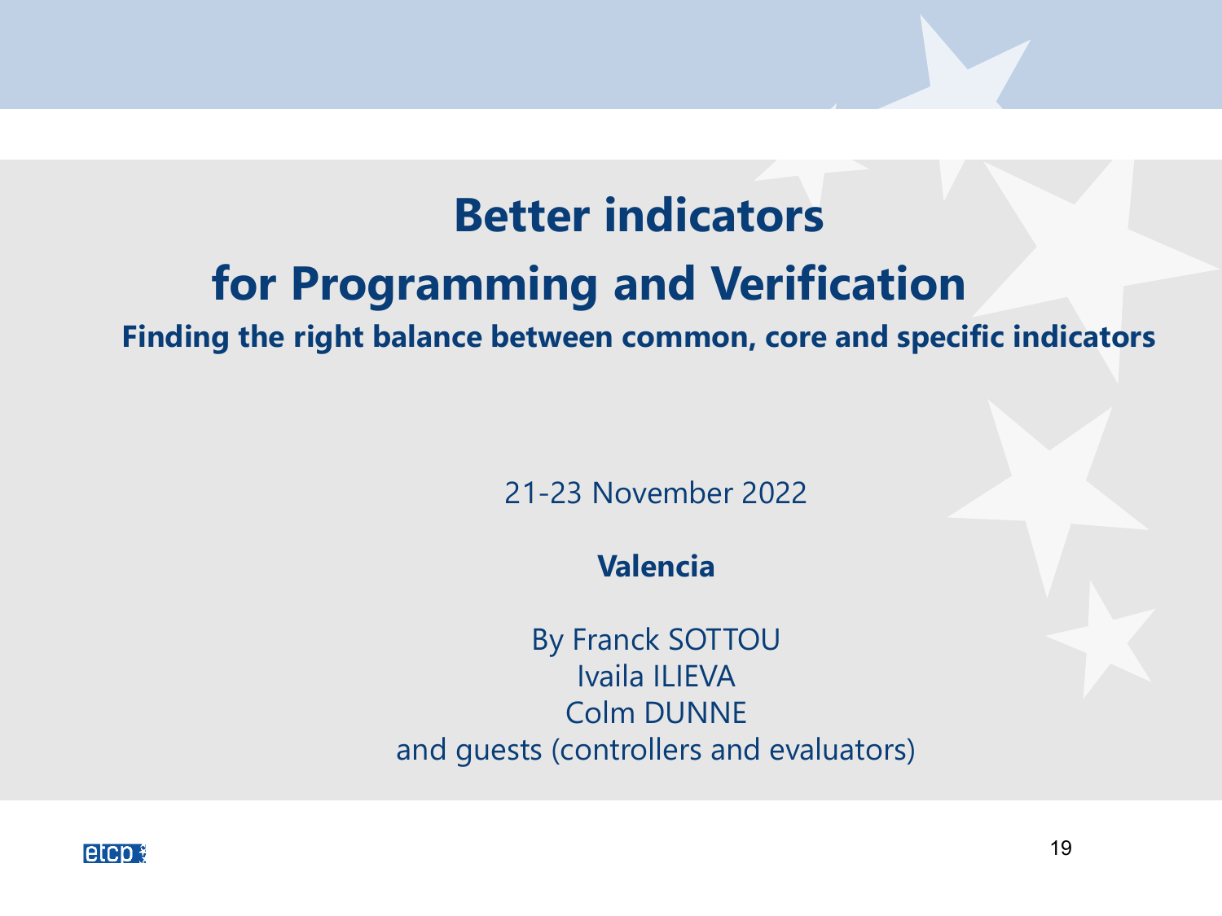# Better indicators for Programming and Verification

## Finding the right balance between common, core and specific indicators

21-23 November 2022

**Valencia**

By Franck SOTTOU
Ivaila ILIEVA
Colm DUNNE
and guests (controllers and evaluators)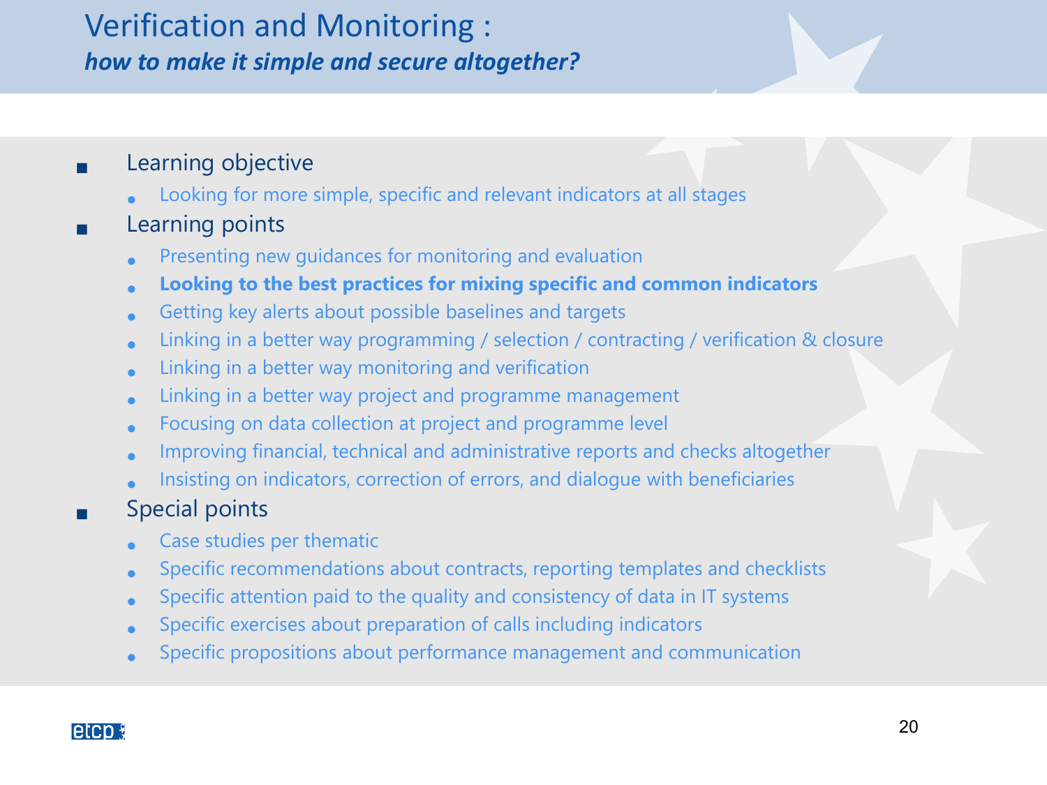# Verification and Monitoring :
## *how to make it simple and secure altogether?*

- Learning objective
  - Looking for more simple, specific and relevant indicators at all stages
- Learning points
  - Presenting new guidances for monitoring and evaluation
  - **Looking to the best practices for mixing specific and common indicators**
  - Getting key alerts about possible baselines and targets
  - Linking in a better way programming / selection / contracting / verification & closure
  - Linking in a better way monitoring and verification
  - Linking in a better way project and programme management
  - Focusing on data collection at project and programme level
  - Improving financial, technical and administrative reports and checks altogether
  - Insisting on indicators, correction of errors, and dialogue with beneficiaries
- Special points
  - Case studies per thematic
  - Specific recommendations about contracts, reporting templates and checklists
  - Specific attention paid to the quality and consistency of data in IT systems
  - Specific exercises about preparation of calls including indicators
  - Specific propositions about performance management and communication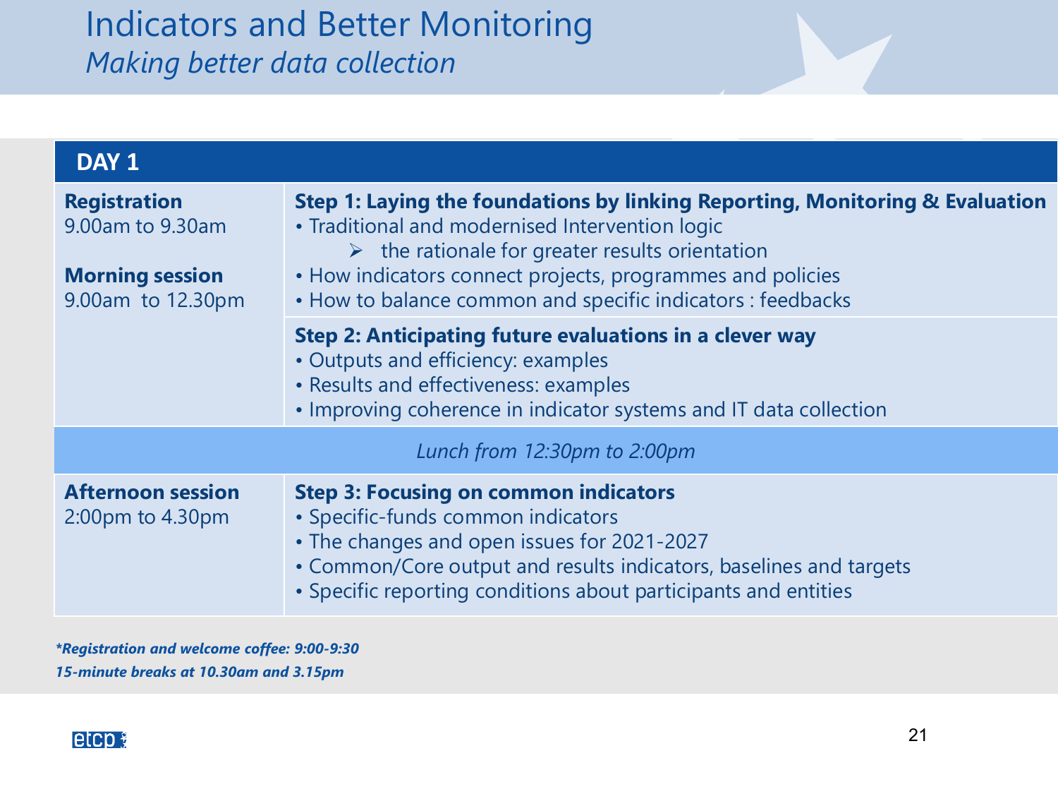# Indicators and Better Monitoring

*Making better data collection*

| DAY 1 | |
|---|---|
| **Registration**<br>9.00am to 9.30am<br><br>**Morning session**<br>9.00am to 12.30pm | **Step 1: Laying the foundations by linking Reporting, Monitoring & Evaluation**<br>• Traditional and modernised Intervention logic<br>➢ the rationale for greater results orientation<br>• How indicators connect projects, programmes and policies<br>• How to balance common and specific indicators : feedbacks |
| | **Step 2: Anticipating future evaluations in a clever way**<br>• Outputs and efficiency: examples<br>• Results and effectiveness: examples<br>• Improving coherence in indicator systems and IT data collection |
| *Lunch from 12:30pm to 2:00pm* | |
| **Afternoon session**<br>2:00pm to 4.30pm | **Step 3: Focusing on common indicators**<br>• Specific-funds common indicators<br>• The changes and open issues for 2021-2027<br>• Common/Core output and results indicators, baselines and targets<br>• Specific reporting conditions about participants and entities |

***Registration and welcome coffee: 9:00-9:30***

***15-minute breaks at 10.30am and 3.15pm***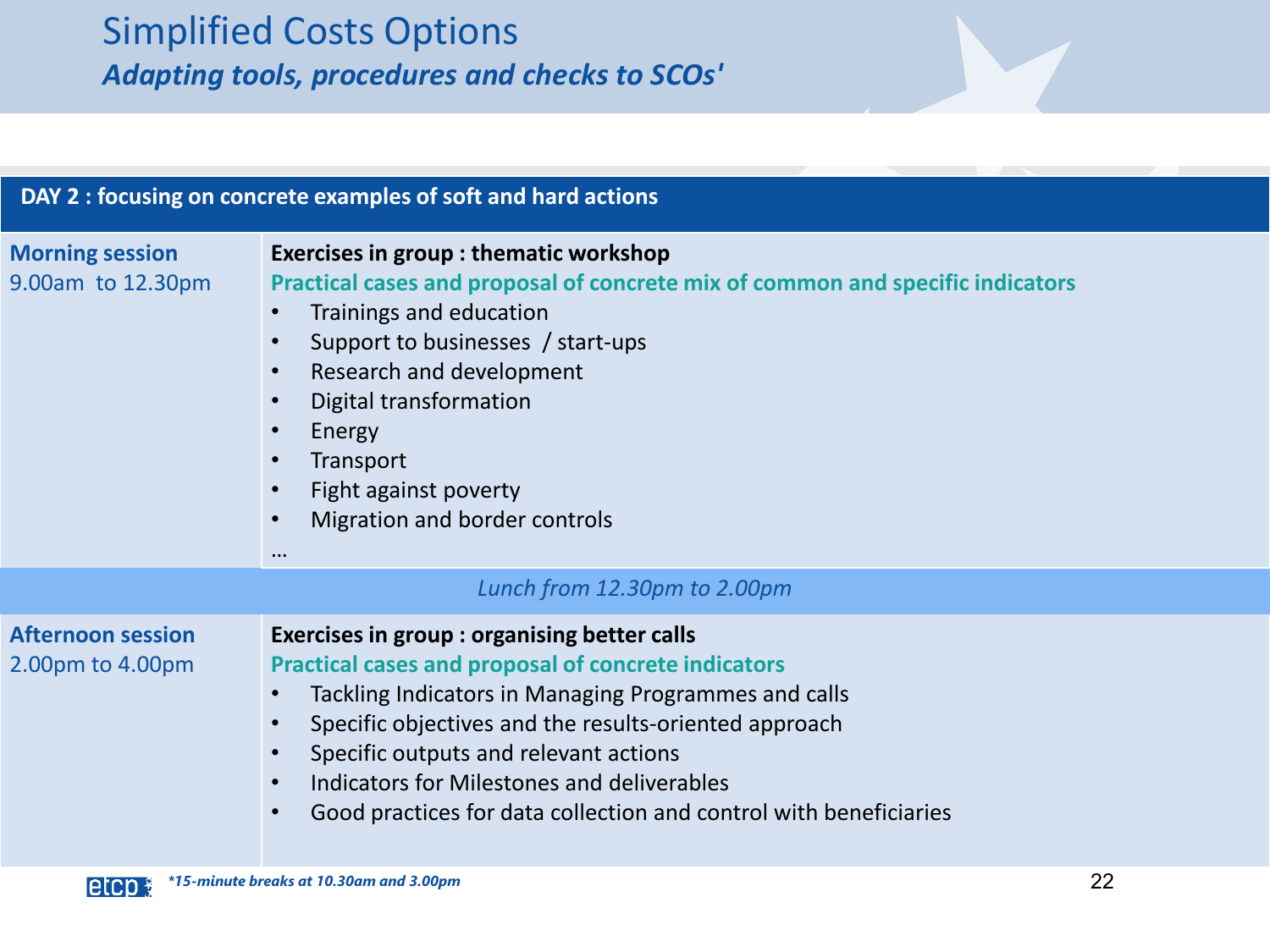# Simplified Costs Options

## *Adapting tools, procedures and checks to SCOs'*

| DAY 2 : focusing on concrete examples of soft and hard actions | |
|---|---|
| **Morning session**<br>9.00am to 12.30pm | **Exercises in group : thematic workshop**<br>**Practical cases and proposal of concrete mix of common and specific indicators**<br>• Trainings and education<br>• Support to businesses / start-ups<br>• Research and development<br>• Digital transformation<br>• Energy<br>• Transport<br>• Fight against poverty<br>• Migration and border controls<br>… |
| *Lunch from 12.30pm to 2.00pm* | |
| **Afternoon session**<br>2.00pm to 4.00pm | **Exercises in group : organising better calls**<br>**Practical cases and proposal of concrete indicators**<br>• Tackling Indicators in Managing Programmes and calls<br>• Specific objectives and the results-oriented approach<br>• Specific outputs and relevant actions<br>• Indicators for Milestones and deliverables<br>• Good practices for data collection and control with beneficiaries |

***15-minute breaks at 10.30am and 3.00pm**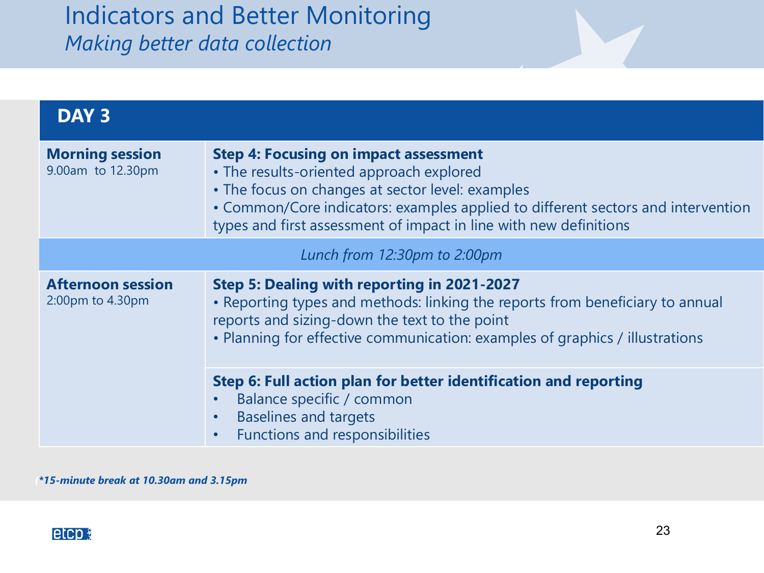# Indicators and Better Monitoring

*Making better data collection*

| DAY 3 | |
|---|---|
| **Morning session** 9.00am to 12.30pm | **Step 4: Focusing on impact assessment** • The results-oriented approach explored • The focus on changes at sector level: examples • Common/Core indicators: examples applied to different sectors and intervention types and first assessment of impact in line with new definitions |
| *Lunch from 12:30pm to 2:00pm* | |
| **Afternoon session** 2:00pm to 4.30pm | **Step 5: Dealing with reporting in 2021-2027** • Reporting types and methods: linking the reports from beneficiary to annual reports and sizing-down the text to the point • Planning for effective communication: examples of graphics / illustrations |
| | **Step 6: Full action plan for better identification and reporting** • Balance specific / common • Baselines and targets • Functions and responsibilities |

***15-minute break at 10.30am and 3.15pm**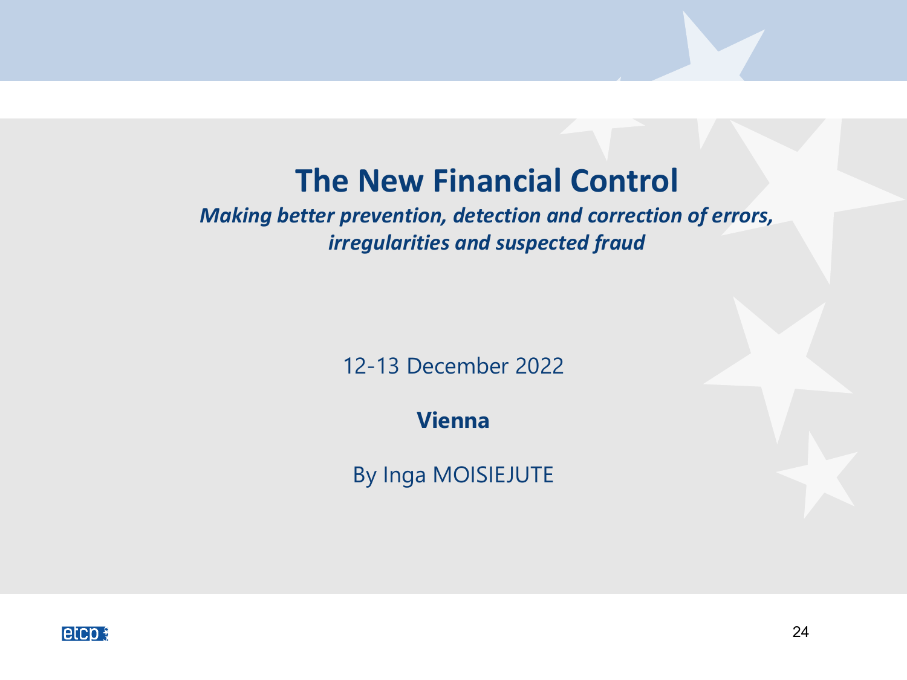# The New Financial Control

***Making better prevention, detection and correction of errors, irregularities and suspected fraud***

12-13 December 2022

**Vienna**

By Inga MOISIEJUTE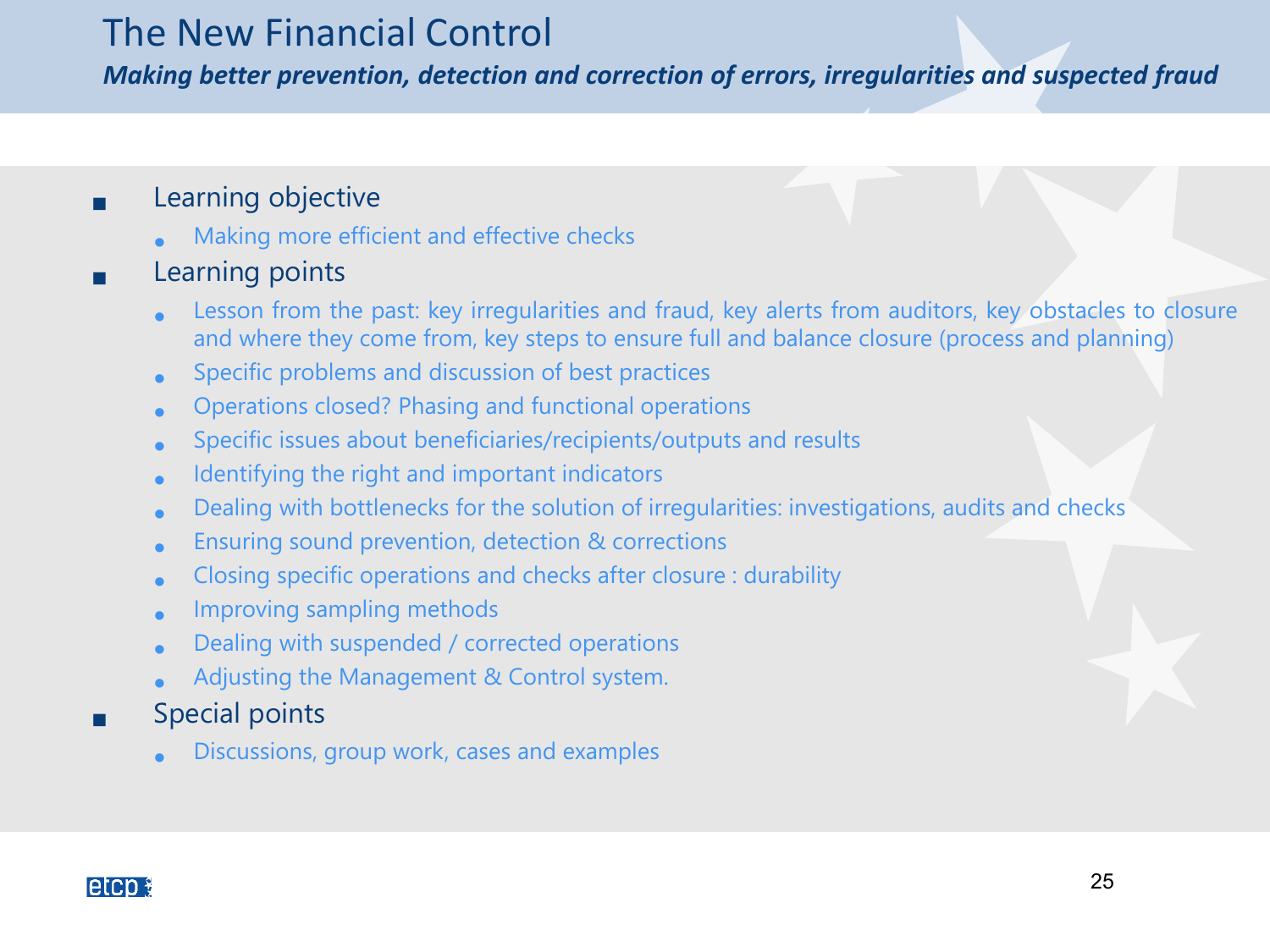# The New Financial Control

***Making better prevention, detection and correction of errors, irregularities and suspected fraud***

- Learning objective
  - Making more efficient and effective checks
- Learning points
  - Lesson from the past: key irregularities and fraud, key alerts from auditors, key obstacles to closure and where they come from, key steps to ensure full and balance closure (process and planning)
  - Specific problems and discussion of best practices
  - Operations closed? Phasing and functional operations
  - Specific issues about beneficiaries/recipients/outputs and results
  - Identifying the right and important indicators
  - Dealing with bottlenecks for the solution of irregularities: investigations, audits and checks
  - Ensuring sound prevention, detection & corrections
  - Closing specific operations and checks after closure : durability
  - Improving sampling methods
  - Dealing with suspended / corrected operations
  - Adjusting the Management & Control system.
- Special points
  - Discussions, group work, cases and examples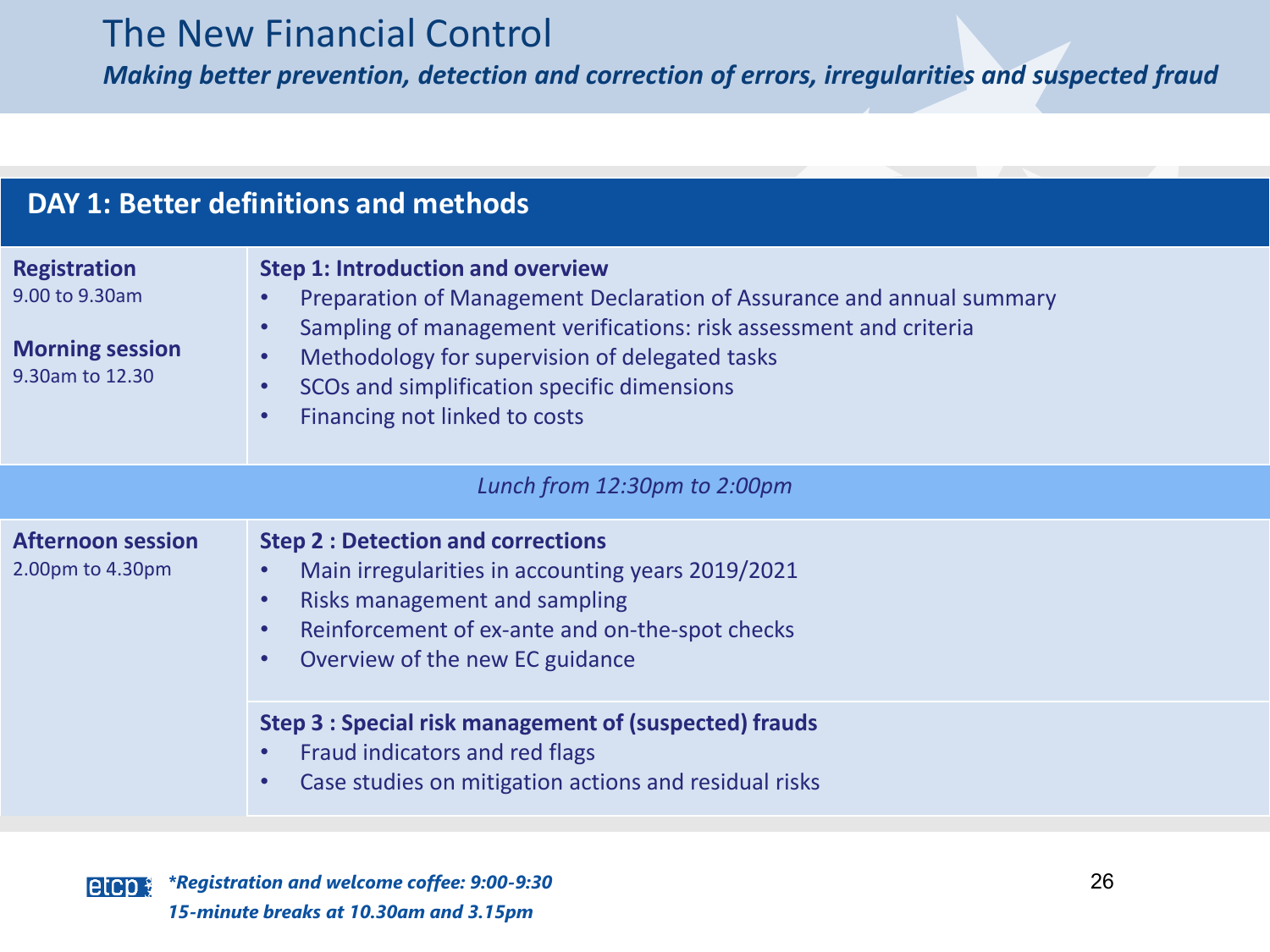# The New Financial Control

***Making better prevention, detection and correction of errors, irregularities and suspected fraud***

## DAY 1: Better definitions and methods

| | |
|---|---|
| **Registration**<br>9.00 to 9.30am<br><br>**Morning session**<br>9.30am to 12.30 | **Step 1: Introduction and overview**<br>• Preparation of Management Declaration of Assurance and annual summary<br>• Sampling of management verifications: risk assessment and criteria<br>• Methodology for supervision of delegated tasks<br>• SCOs and simplification specific dimensions<br>• Financing not linked to costs |
| *Lunch from 12:30pm to 2:00pm* | |
| **Afternoon session**<br>2.00pm to 4.30pm | **Step 2 : Detection and corrections**<br>• Main irregularities in accounting years 2019/2021<br>• Risks management and sampling<br>• Reinforcement of ex-ante and on-the-spot checks<br>• Overview of the new EC guidance |
| | **Step 3 : Special risk management of (suspected) frauds**<br>• Fraud indicators and red flags<br>• Case studies on mitigation actions and residual risks |

***Registration and welcome coffee: 9:00-9:30***
***15-minute breaks at 10.30am and 3.15pm***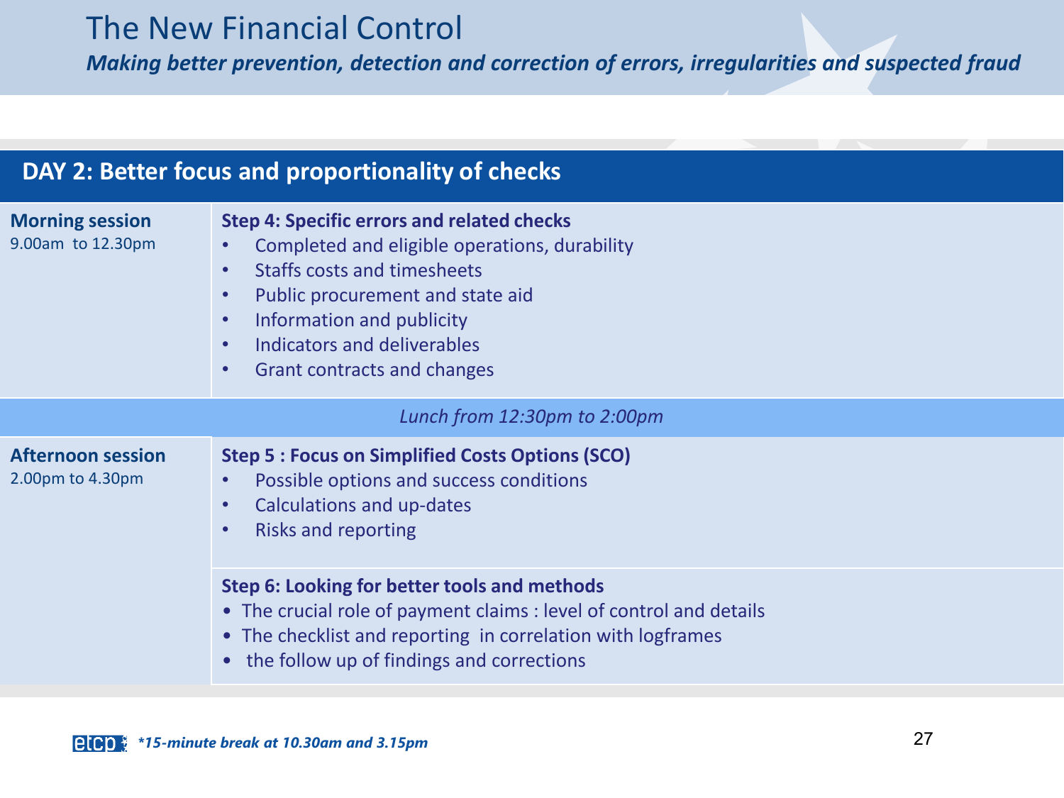# The New Financial Control

***Making better prevention, detection and correction of errors, irregularities and suspected fraud***

## DAY 2: Better focus and proportionality of checks

| Session | Content |
|---|---|
| **Morning session**<br>9.00am to 12.30pm | **Step 4: Specific errors and related checks**<br>• Completed and eligible operations, durability<br>• Staffs costs and timesheets<br>• Public procurement and state aid<br>• Information and publicity<br>• Indicators and deliverables<br>• Grant contracts and changes |
| *Lunch from 12:30pm to 2:00pm* | |
| **Afternoon session**<br>2.00pm to 4.30pm | **Step 5 : Focus on Simplified Costs Options (SCO)**<br>• Possible options and success conditions<br>• Calculations and up-dates<br>• Risks and reporting |
| | **Step 6: Looking for better tools and methods**<br>• The crucial role of payment claims : level of control and details<br>• The checklist and reporting in correlation with logframes<br>• the follow up of findings and corrections |

***15-minute break at 10.30am and 3.15pm**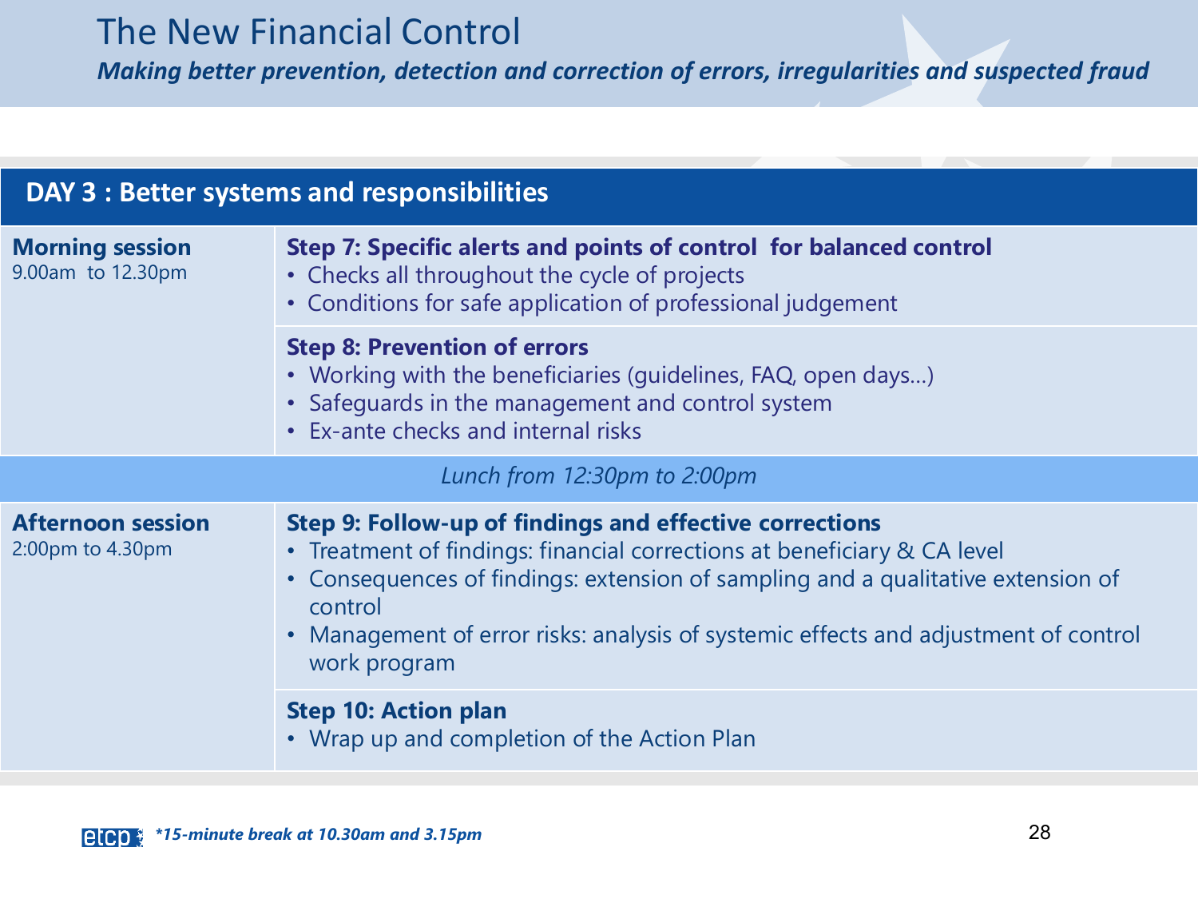# The New Financial Control

***Making better prevention, detection and correction of errors, irregularities and suspected fraud***

| **DAY 3 : Better systems and responsibilities** | |
|---|---|
| **Morning session**<br>9.00am to 12.30pm | **Step 7: Specific alerts and points of control for balanced control**<br>• Checks all throughout the cycle of projects<br>• Conditions for safe application of professional judgement |
| | **Step 8: Prevention of errors**<br>• Working with the beneficiaries (guidelines, FAQ, open days…)<br>• Safeguards in the management and control system<br>• Ex-ante checks and internal risks |
| *Lunch from 12:30pm to 2:00pm* | |
| **Afternoon session**<br>2:00pm to 4.30pm | **Step 9: Follow-up of findings and effective corrections**<br>• Treatment of findings: financial corrections at beneficiary & CA level<br>• Consequences of findings: extension of sampling and a qualitative extension of control<br>• Management of error risks: analysis of systemic effects and adjustment of control work program |
| | **Step 10: Action plan**<br>• Wrap up and completion of the Action Plan |

****15-minute break at 10.30am and 3.15pm***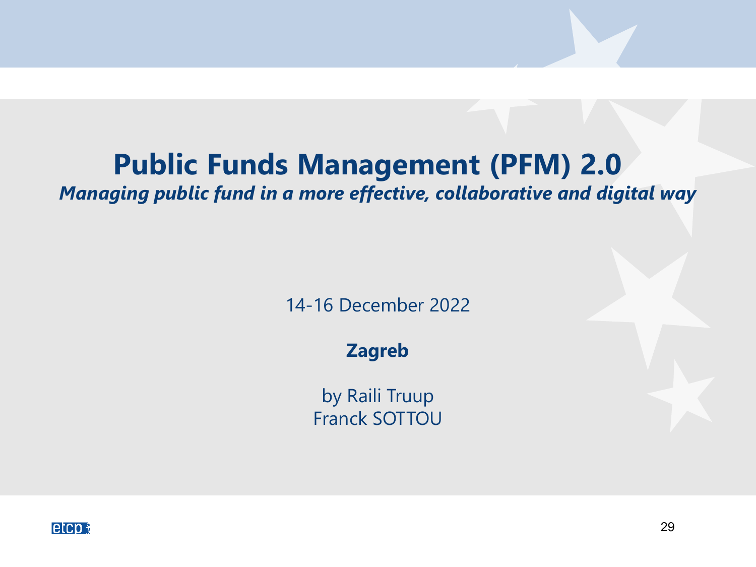# Public Funds Management (PFM) 2.0

***Managing public fund in a more effective, collaborative and digital way***

14-16 December 2022

**Zagreb**

by Raili Truup
Franck SOTTOU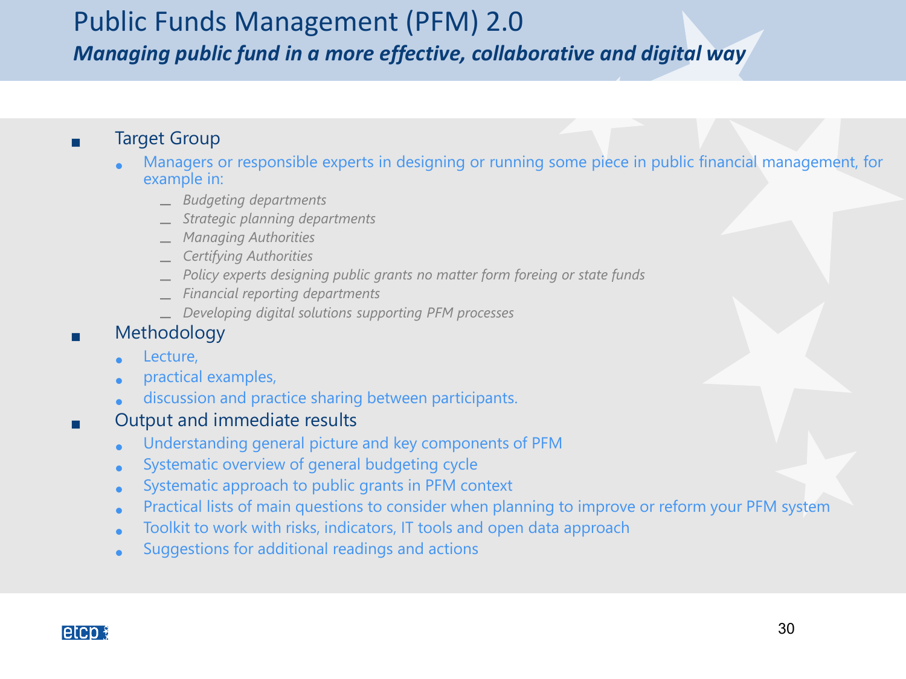# Public Funds Management (PFM) 2.0

***Managing public fund in a more effective, collaborative and digital way***

- Target Group
  - Managers or responsible experts in designing or running some piece in public financial management, for example in:
    - *Budgeting departments*
    - *Strategic planning departments*
    - *Managing Authorities*
    - *Certifying Authorities*
    - *Policy experts designing public grants no matter form foreing or state funds*
    - *Financial reporting departments*
    - *Developing digital solutions supporting PFM processes*
- Methodology
  - Lecture,
  - practical examples,
  - discussion and practice sharing between participants.
- Output and immediate results
  - Understanding general picture and key components of PFM
  - Systematic overview of general budgeting cycle
  - Systematic approach to public grants in PFM context
  - Practical lists of main questions to consider when planning to improve or reform your PFM system
  - Toolkit to work with risks, indicators, IT tools and open data approach
  - Suggestions for additional readings and actions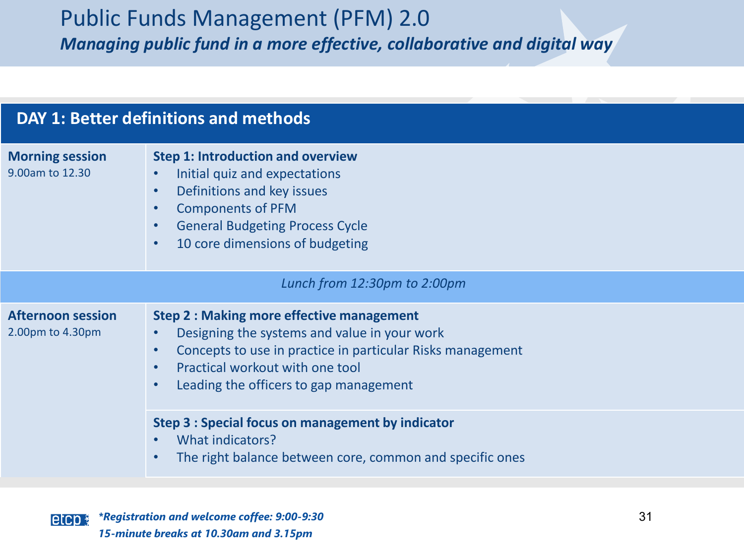# Public Funds Management (PFM) 2.0

***Managing public fund in a more effective, collaborative and digital way***

## DAY 1: Better definitions and methods

| Session | Content |
|---|---|
| **Morning session**<br>9.00am to 12.30 | **Step 1: Introduction and overview**<br>• Initial quiz and expectations<br>• Definitions and key issues<br>• Components of PFM<br>• General Budgeting Process Cycle<br>• 10 core dimensions of budgeting |
| *Lunch from 12:30pm to 2:00pm* | |
| **Afternoon session**<br>2.00pm to 4.30pm | **Step 2 : Making more effective management**<br>• Designing the systems and value in your work<br>• Concepts to use in practice in particular Risks management<br>• Practical workout with one tool<br>• Leading the officers to gap management |
| | **Step 3 : Special focus on management by indicator**<br>• What indicators?<br>• The right balance between core, common and specific ones |

***Registration and welcome coffee: 9:00-9:30***

***15-minute breaks at 10.30am and 3.15pm***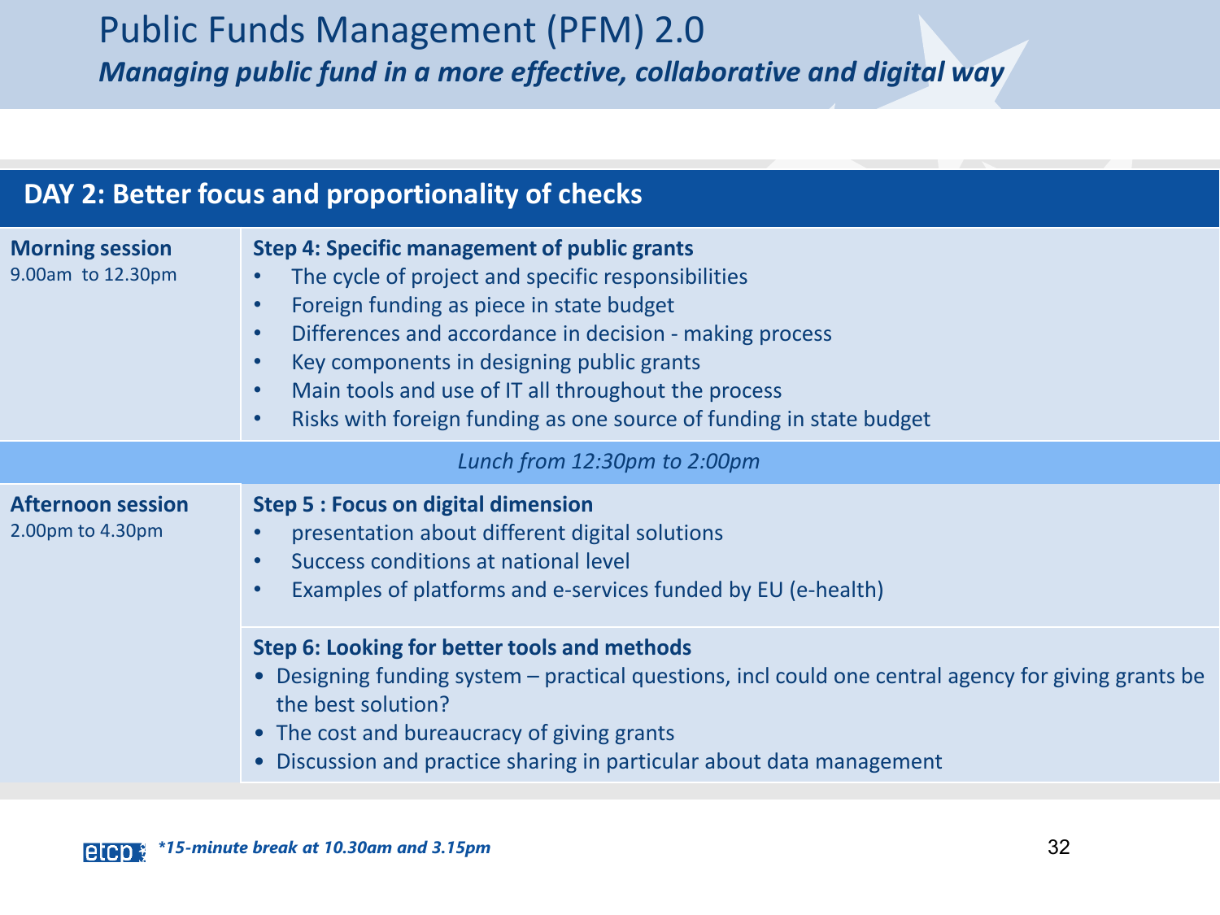# Public Funds Management (PFM) 2.0

***Managing public fund in a more effective, collaborative and digital way***

## DAY 2: Better focus and proportionality of checks

**Morning session**
9.00am to 12.30pm

**Step 4: Specific management of public grants**

- The cycle of project and specific responsibilities
- Foreign funding as piece in state budget
- Differences and accordance in decision - making process
- Key components in designing public grants
- Main tools and use of IT all throughout the process
- Risks with foreign funding as one source of funding in state budget

*Lunch from 12:30pm to 2:00pm*

**Afternoon session**
2.00pm to 4.30pm

**Step 5 : Focus on digital dimension**

- presentation about different digital solutions
- Success conditions at national level
- Examples of platforms and e-services funded by EU (e-health)

**Step 6: Looking for better tools and methods**

- Designing funding system – practical questions, incl could one central agency for giving grants be the best solution?
- The cost and bureaucracy of giving grants
- Discussion and practice sharing in particular about data management

***15-minute break at 10.30am and 3.15pm**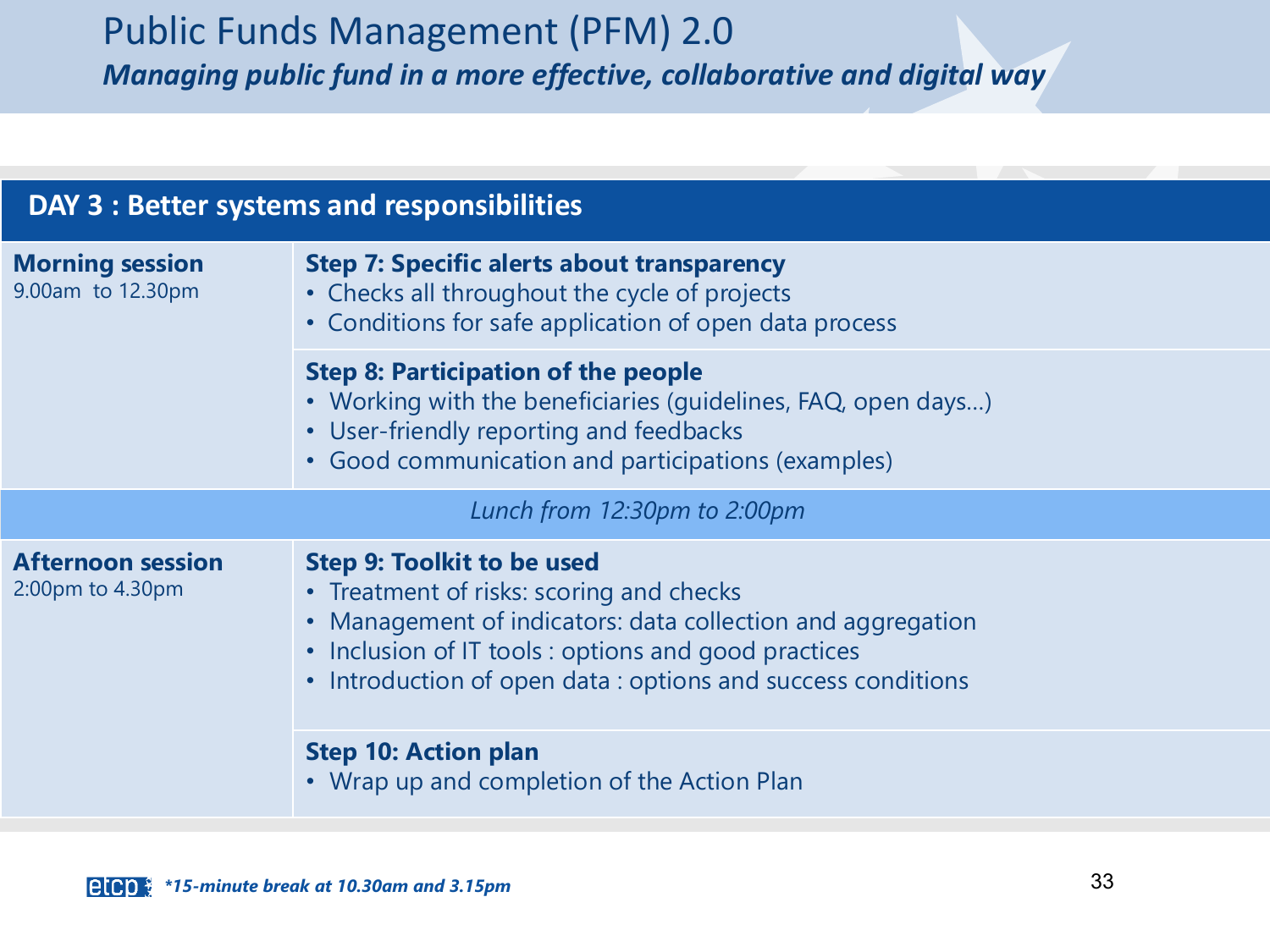# Public Funds Management (PFM) 2.0

***Managing public fund in a more effective, collaborative and digital way***

| DAY 3 : Better systems and responsibilities | |
|---|---|
| **Morning session**<br>9.00am to 12.30pm | **Step 7: Specific alerts about transparency**<br>• Checks all throughout the cycle of projects<br>• Conditions for safe application of open data process |
| | **Step 8: Participation of the people**<br>• Working with the beneficiaries (guidelines, FAQ, open days…)<br>• User-friendly reporting and feedbacks<br>• Good communication and participations (examples) |
| *Lunch from 12:30pm to 2:00pm* | |
| **Afternoon session**<br>2:00pm to 4.30pm | **Step 9: Toolkit to be used**<br>• Treatment of risks: scoring and checks<br>• Management of indicators: data collection and aggregation<br>• Inclusion of IT tools : options and good practices<br>• Introduction of open data : options and success conditions |
| | **Step 10: Action plan**<br>• Wrap up and completion of the Action Plan |

***15-minute break at 10.30am and 3.15pm**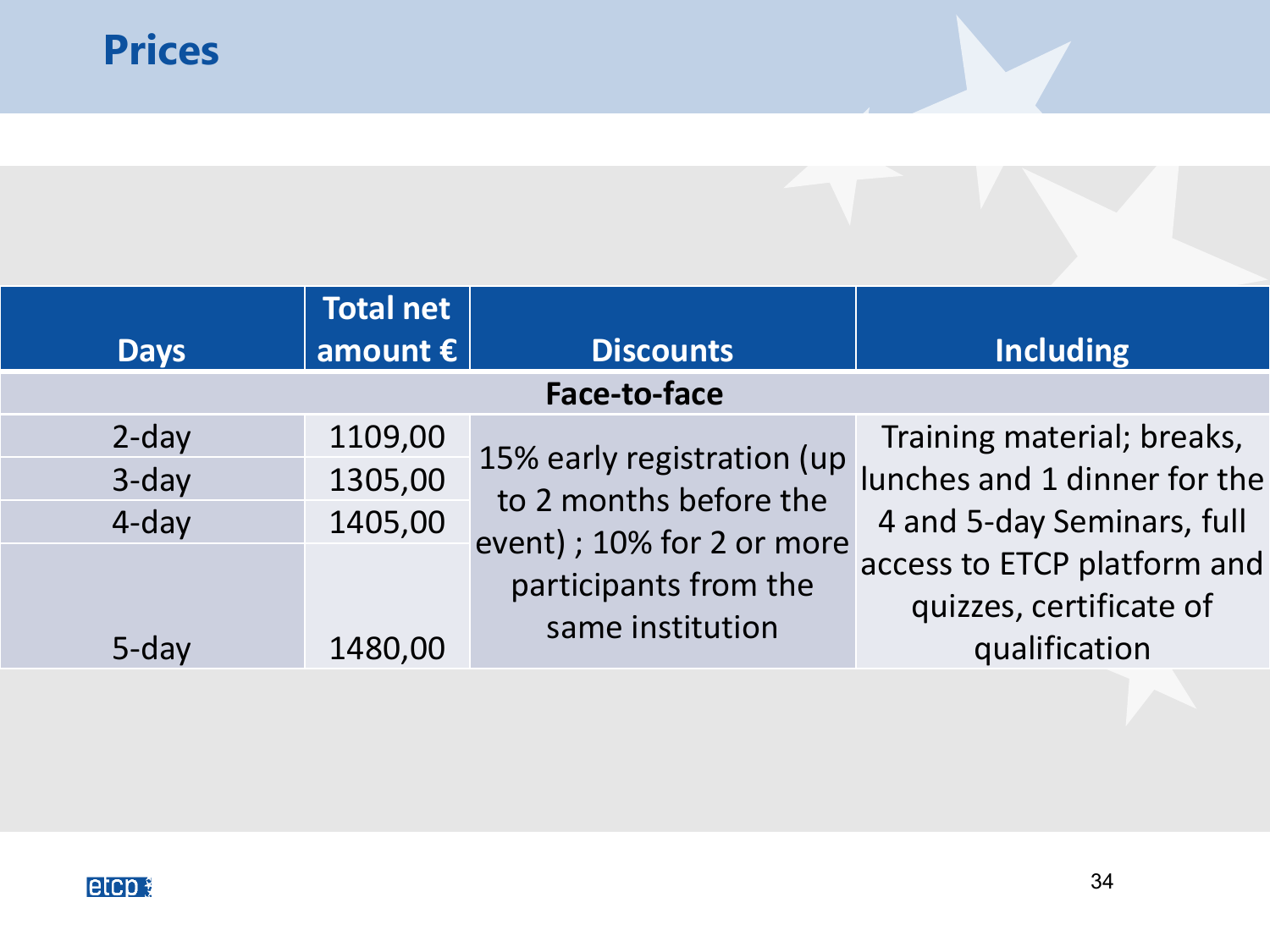# Prices

| Days | Total net amount € | Discounts | Including |
|---|---|---|---|
| **Face-to-face** | | | |
| 2-day | 1109,00 | 15% early registration (up to 2 months before the event) ; 10% for 2 or more participants from the same institution | Training material; breaks, lunches and 1 dinner for the 4 and 5-day Seminars, full access to ETCP platform and quizzes, certificate of qualification |
| 3-day | 1305,00 | | |
| 4-day | 1405,00 | | |
| 5-day | 1480,00 | | |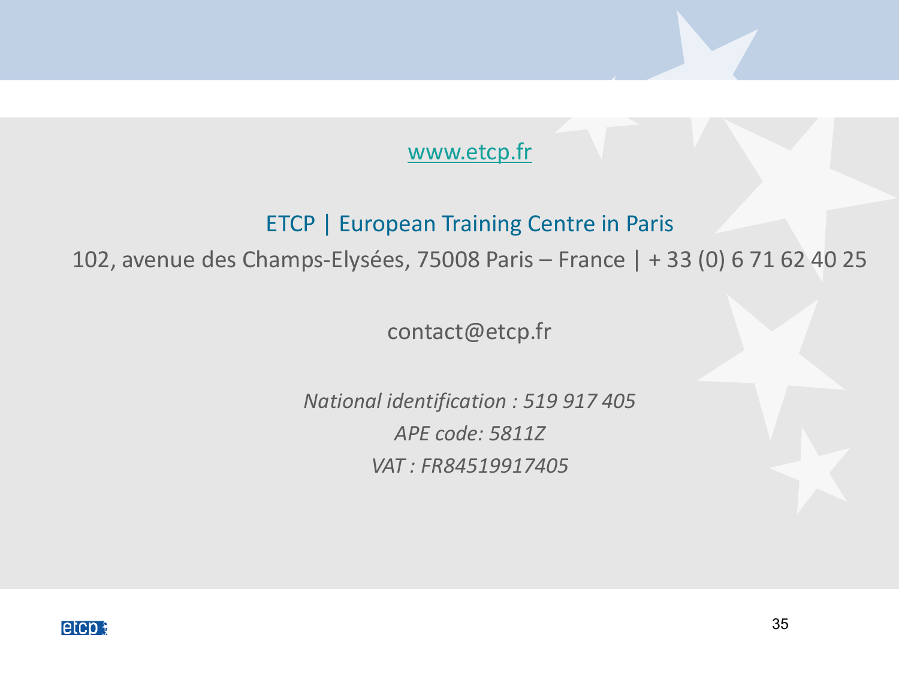[www.etcp.fr](http://www.etcp.fr)

ETCP | European Training Centre in Paris

102, avenue des Champs-Elysées, 75008 Paris – France | + 33 (0) 6 71 62 40 25

contact@etcp.fr

*National identification : 519 917 405*
*APE code: 5811Z*
*VAT : FR84519917405*